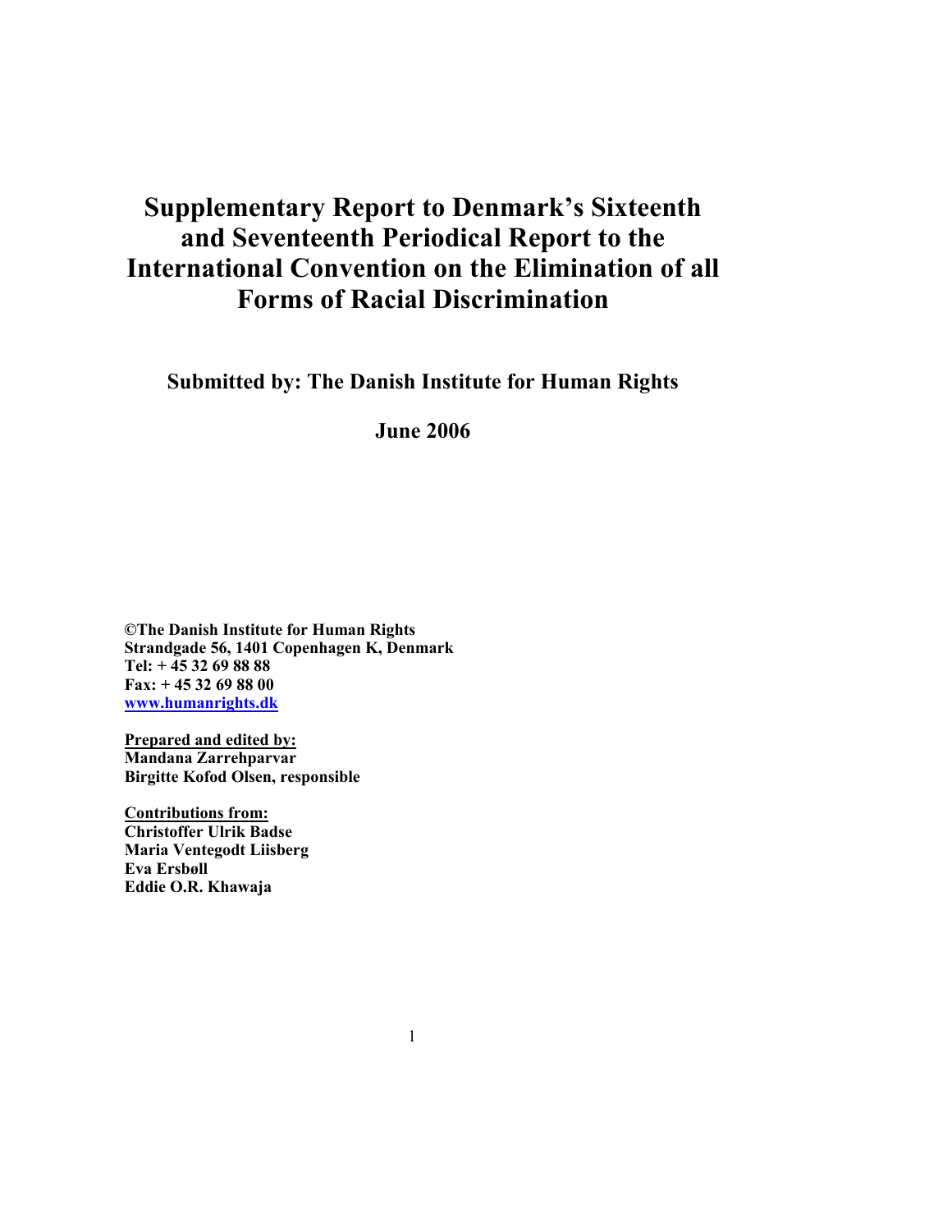# Supplementary Report to Denmark's Sixteenth and Seventeenth Periodical Report to the International Convention on the Elimination of all Forms of Racial Discrimination

**Submitted by: The Danish Institute for Human Rights**

**June 2006**

**©The Danish Institute for Human Rights**
**Strandgade 56, 1401 Copenhagen K, Denmark**
**Tel: + 45 32 69 88 88**
**Fax: + 45 32 69 88 00**
**www.humanrights.dk**

**Prepared and edited by:**
**Mandana Zarrehparvar**
**Birgitte Kofod Olsen, responsible**

**Contributions from:**
**Christoffer Ulrik Badse**
**Maria Ventegodt Liisberg**
**Eva Ersbøll**
**Eddie O.R. Khawaja**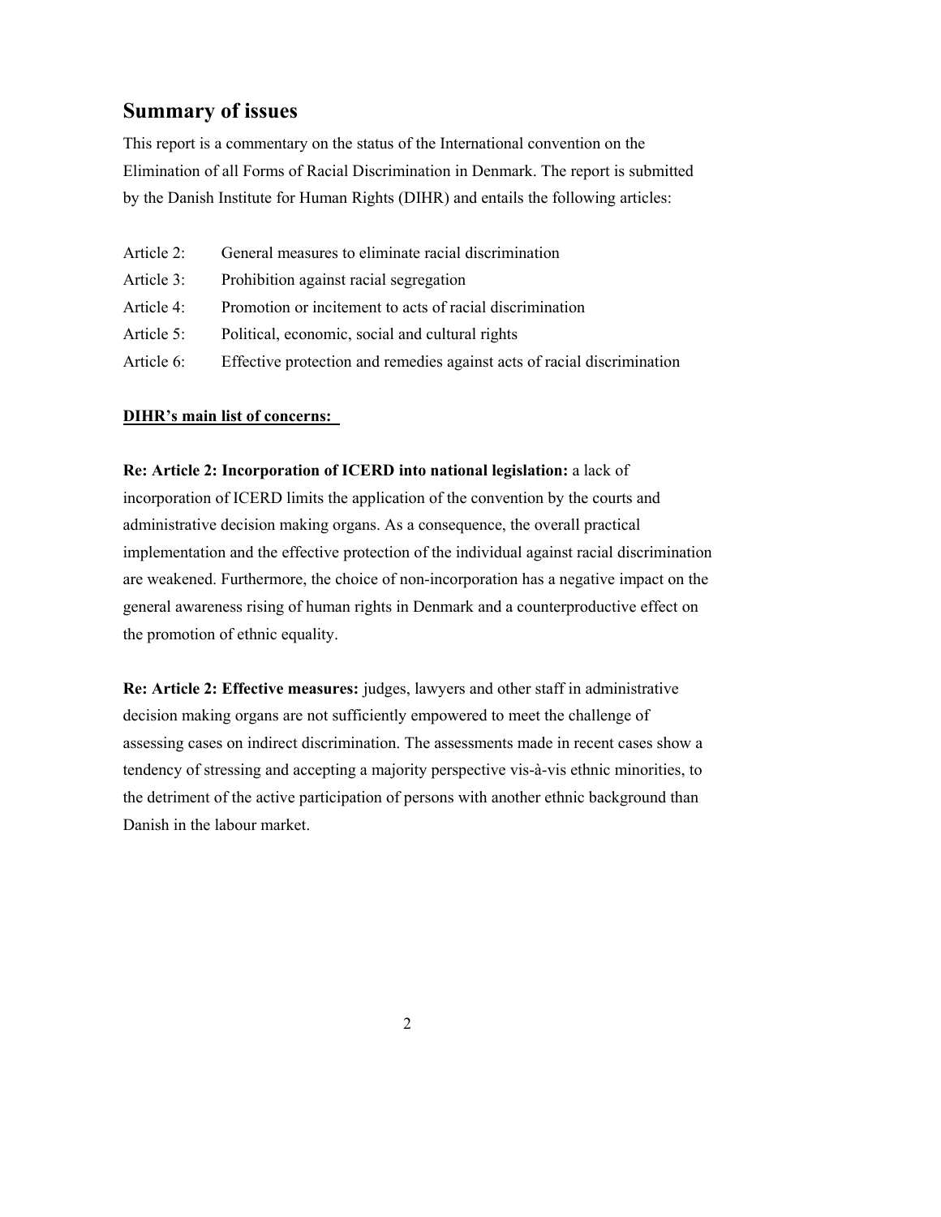## Summary of issues

This report is a commentary on the status of the International convention on the Elimination of all Forms of Racial Discrimination in Denmark. The report is submitted by the Danish Institute for Human Rights (DIHR) and entails the following articles:

| | |
|---|---|
| Article 2: | General measures to eliminate racial discrimination |
| Article 3: | Prohibition against racial segregation |
| Article 4: | Promotion or incitement to acts of racial discrimination |
| Article 5: | Political, economic, social and cultural rights |
| Article 6: | Effective protection and remedies against acts of racial discrimination |

**DIHR's main list of concerns:**

**Re: Article 2: Incorporation of ICERD into national legislation:** a lack of incorporation of ICERD limits the application of the convention by the courts and administrative decision making organs. As a consequence, the overall practical implementation and the effective protection of the individual against racial discrimination are weakened. Furthermore, the choice of non-incorporation has a negative impact on the general awareness rising of human rights in Denmark and a counterproductive effect on the promotion of ethnic equality.

**Re: Article 2: Effective measures:** judges, lawyers and other staff in administrative decision making organs are not sufficiently empowered to meet the challenge of assessing cases on indirect discrimination. The assessments made in recent cases show a tendency of stressing and accepting a majority perspective vis-à-vis ethnic minorities, to the detriment of the active participation of persons with another ethnic background than Danish in the labour market.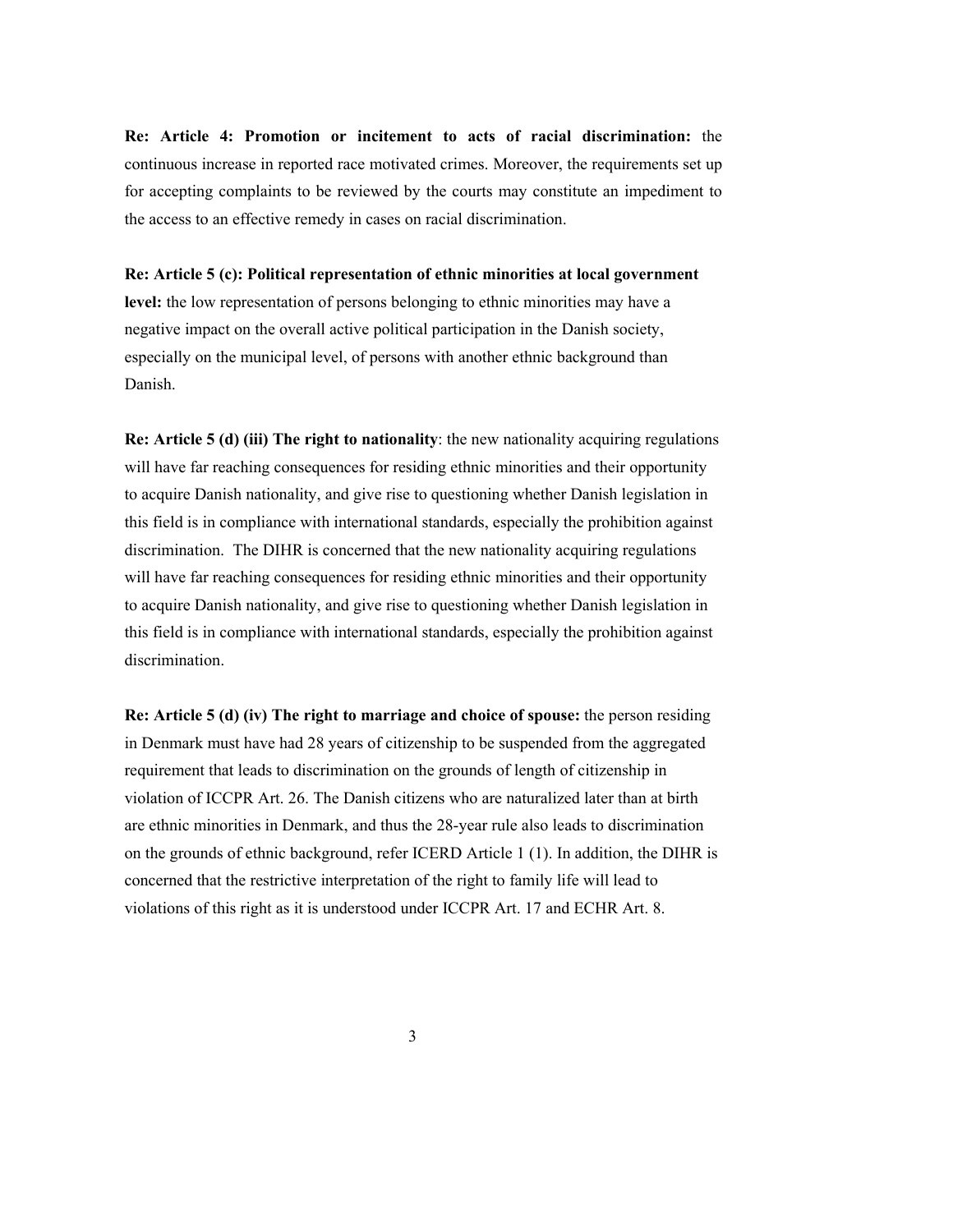**Re: Article 4: Promotion or incitement to acts of racial discrimination:** the continuous increase in reported race motivated crimes. Moreover, the requirements set up for accepting complaints to be reviewed by the courts may constitute an impediment to the access to an effective remedy in cases on racial discrimination.

**Re: Article 5 (c): Political representation of ethnic minorities at local government level:** the low representation of persons belonging to ethnic minorities may have a negative impact on the overall active political participation in the Danish society, especially on the municipal level, of persons with another ethnic background than Danish.

**Re: Article 5 (d) (iii) The right to nationality**: the new nationality acquiring regulations will have far reaching consequences for residing ethnic minorities and their opportunity to acquire Danish nationality, and give rise to questioning whether Danish legislation in this field is in compliance with international standards, especially the prohibition against discrimination. The DIHR is concerned that the new nationality acquiring regulations will have far reaching consequences for residing ethnic minorities and their opportunity to acquire Danish nationality, and give rise to questioning whether Danish legislation in this field is in compliance with international standards, especially the prohibition against discrimination.

**Re: Article 5 (d) (iv) The right to marriage and choice of spouse:** the person residing in Denmark must have had 28 years of citizenship to be suspended from the aggregated requirement that leads to discrimination on the grounds of length of citizenship in violation of ICCPR Art. 26. The Danish citizens who are naturalized later than at birth are ethnic minorities in Denmark, and thus the 28-year rule also leads to discrimination on the grounds of ethnic background, refer ICERD Article 1 (1). In addition, the DIHR is concerned that the restrictive interpretation of the right to family life will lead to violations of this right as it is understood under ICCPR Art. 17 and ECHR Art. 8.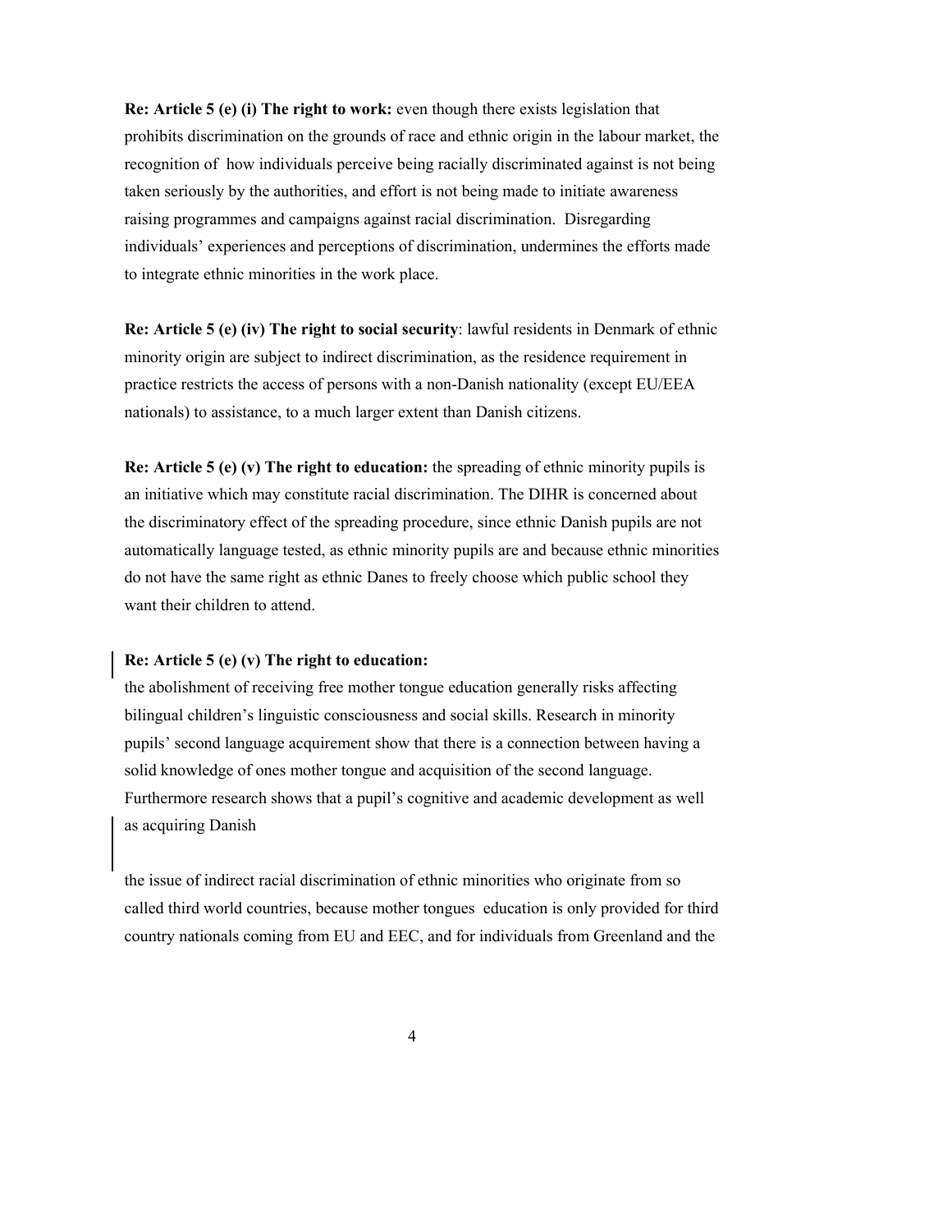**Re: Article 5 (e) (i) The right to work:** even though there exists legislation that prohibits discrimination on the grounds of race and ethnic origin in the labour market, the recognition of how individuals perceive being racially discriminated against is not being taken seriously by the authorities, and effort is not being made to initiate awareness raising programmes and campaigns against racial discrimination. Disregarding individuals' experiences and perceptions of discrimination, undermines the efforts made to integrate ethnic minorities in the work place.

**Re: Article 5 (e) (iv) The right to social security**: lawful residents in Denmark of ethnic minority origin are subject to indirect discrimination, as the residence requirement in practice restricts the access of persons with a non-Danish nationality (except EU/EEA nationals) to assistance, to a much larger extent than Danish citizens.

**Re: Article 5 (e) (v) The right to education:** the spreading of ethnic minority pupils is an initiative which may constitute racial discrimination. The DIHR is concerned about the discriminatory effect of the spreading procedure, since ethnic Danish pupils are not automatically language tested, as ethnic minority pupils are and because ethnic minorities do not have the same right as ethnic Danes to freely choose which public school they want their children to attend.

**Re: Article 5 (e) (v) The right to education:**
the abolishment of receiving free mother tongue education generally risks affecting bilingual children's linguistic consciousness and social skills. Research in minority pupils' second language acquirement show that there is a connection between having a solid knowledge of ones mother tongue and acquisition of the second language. Furthermore research shows that a pupil's cognitive and academic development as well as acquiring Danish

the issue of indirect racial discrimination of ethnic minorities who originate from so called third world countries, because mother tongues education is only provided for third country nationals coming from EU and EEC, and for individuals from Greenland and the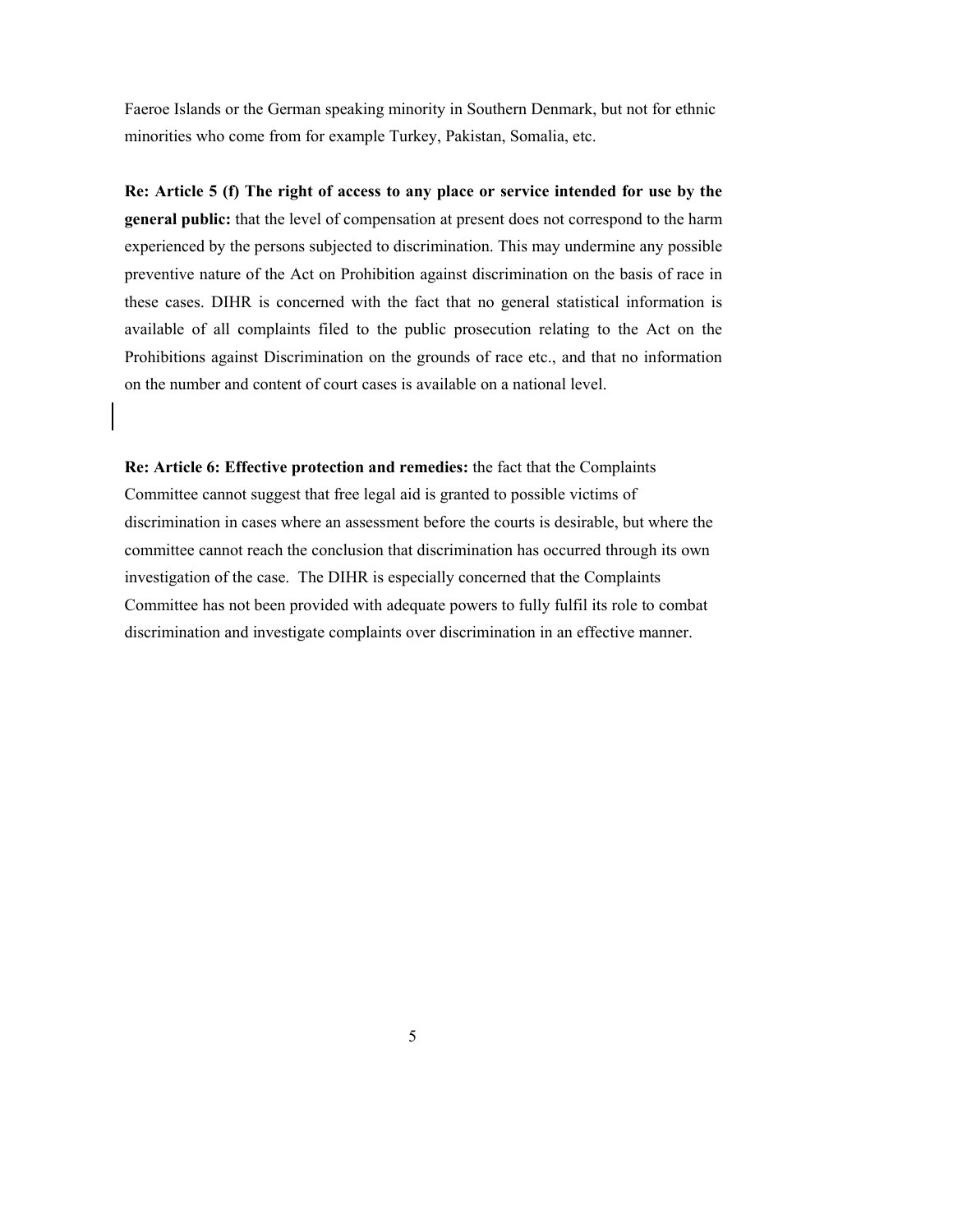Faeroe Islands or the German speaking minority in Southern Denmark, but not for ethnic minorities who come from for example Turkey, Pakistan, Somalia, etc.

**Re: Article 5 (f) The right of access to any place or service intended for use by the general public:** that the level of compensation at present does not correspond to the harm experienced by the persons subjected to discrimination. This may undermine any possible preventive nature of the Act on Prohibition against discrimination on the basis of race in these cases. DIHR is concerned with the fact that no general statistical information is available of all complaints filed to the public prosecution relating to the Act on the Prohibitions against Discrimination on the grounds of race etc., and that no information on the number and content of court cases is available on a national level.

**Re: Article 6: Effective protection and remedies:** the fact that the Complaints Committee cannot suggest that free legal aid is granted to possible victims of discrimination in cases where an assessment before the courts is desirable, but where the committee cannot reach the conclusion that discrimination has occurred through its own investigation of the case. The DIHR is especially concerned that the Complaints Committee has not been provided with adequate powers to fully fulfil its role to combat discrimination and investigate complaints over discrimination in an effective manner.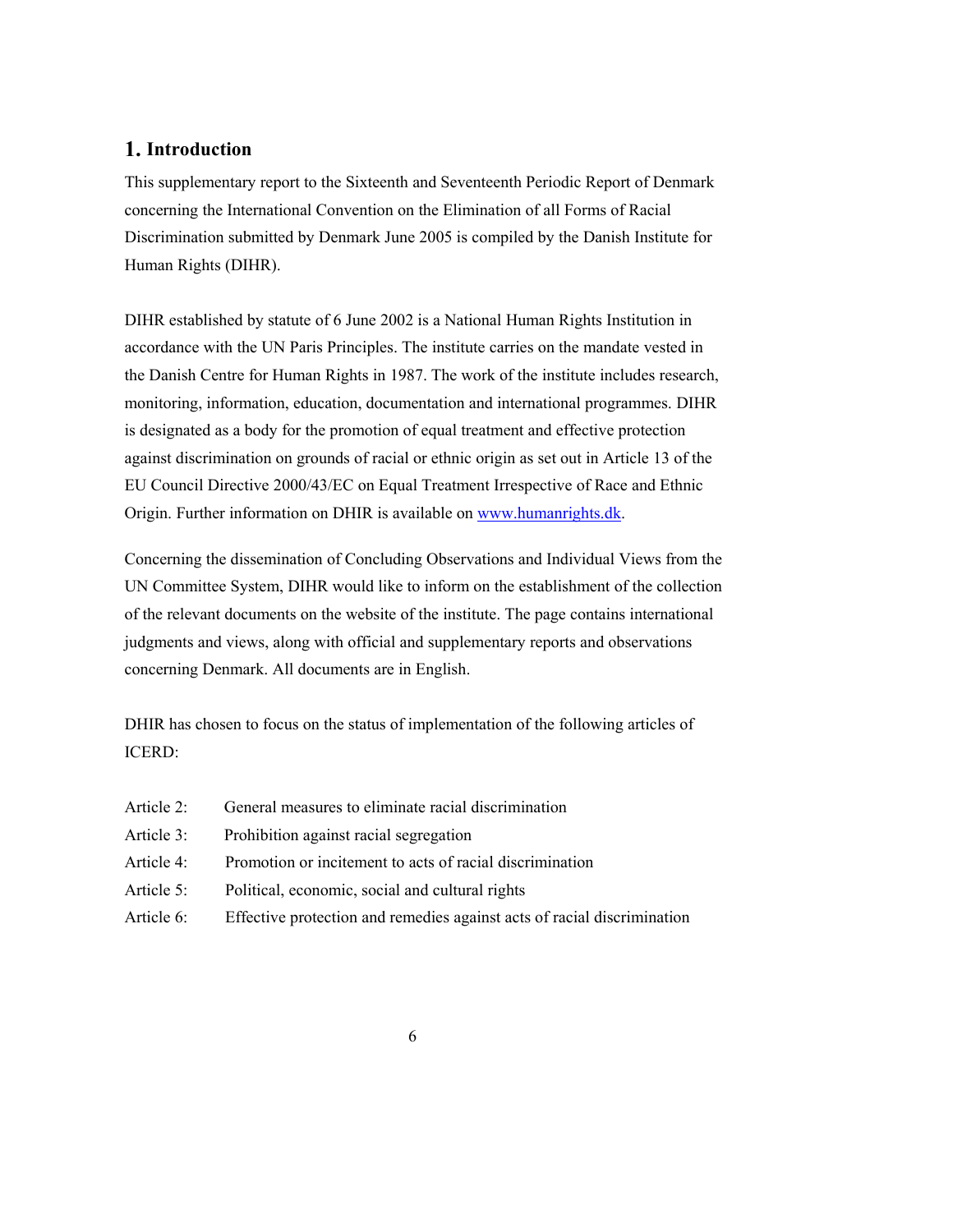# 1. Introduction

This supplementary report to the Sixteenth and Seventeenth Periodic Report of Denmark concerning the International Convention on the Elimination of all Forms of Racial Discrimination submitted by Denmark June 2005 is compiled by the Danish Institute for Human Rights (DIHR).

DIHR established by statute of 6 June 2002 is a National Human Rights Institution in accordance with the UN Paris Principles. The institute carries on the mandate vested in the Danish Centre for Human Rights in 1987. The work of the institute includes research, monitoring, information, education, documentation and international programmes. DIHR is designated as a body for the promotion of equal treatment and effective protection against discrimination on grounds of racial or ethnic origin as set out in Article 13 of the EU Council Directive 2000/43/EC on Equal Treatment Irrespective of Race and Ethnic Origin. Further information on DHIR is available on www.humanrights.dk.

Concerning the dissemination of Concluding Observations and Individual Views from the UN Committee System, DIHR would like to inform on the establishment of the collection of the relevant documents on the website of the institute. The page contains international judgments and views, along with official and supplementary reports and observations concerning Denmark. All documents are in English.

DHIR has chosen to focus on the status of implementation of the following articles of ICERD:

- Article 2: General measures to eliminate racial discrimination
- Article 3: Prohibition against racial segregation
- Article 4: Promotion or incitement to acts of racial discrimination
- Article 5: Political, economic, social and cultural rights
- Article 6: Effective protection and remedies against acts of racial discrimination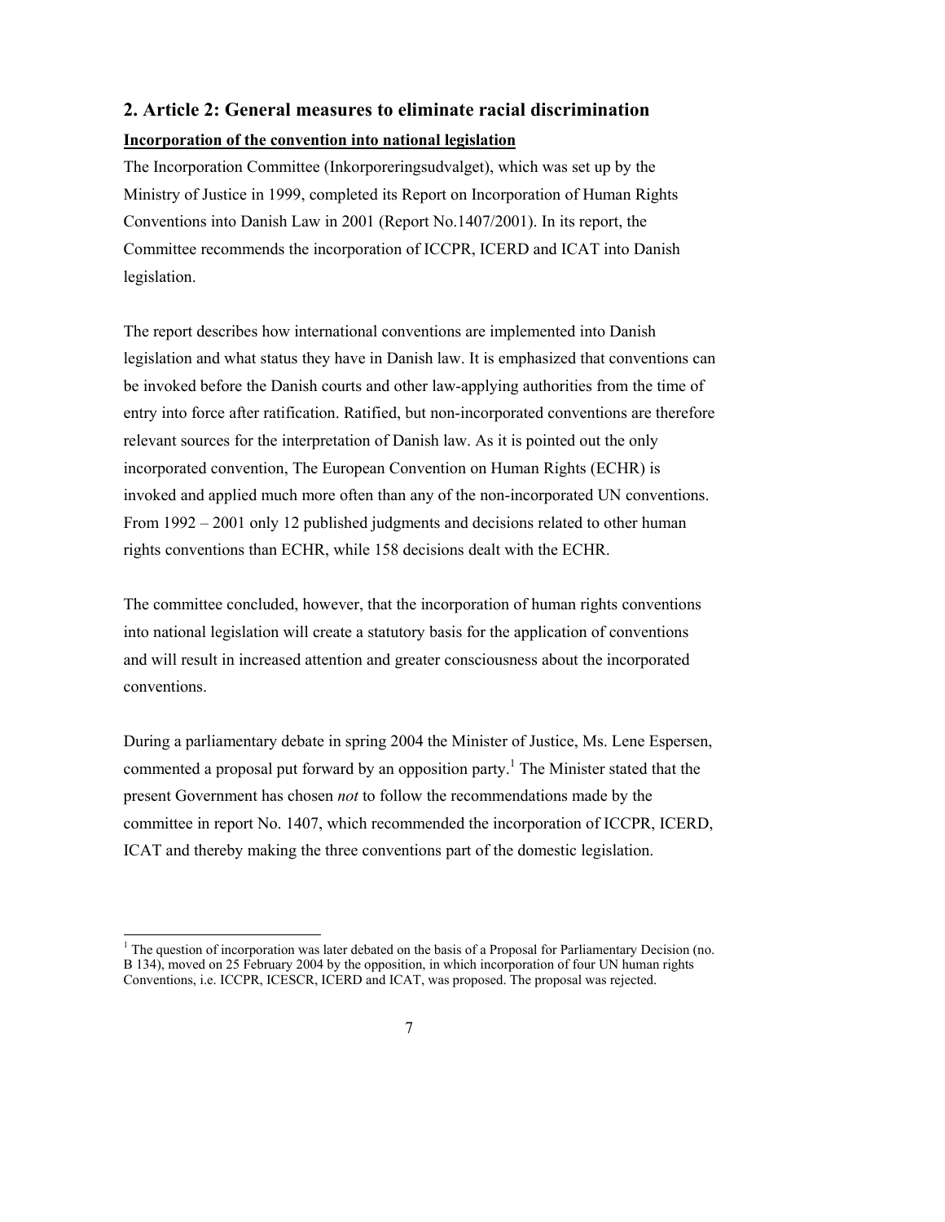## 2. Article 2: General measures to eliminate racial discrimination

**Incorporation of the convention into national legislation**

The Incorporation Committee (Inkorporeringsudvalget), which was set up by the Ministry of Justice in 1999, completed its Report on Incorporation of Human Rights Conventions into Danish Law in 2001 (Report No.1407/2001). In its report, the Committee recommends the incorporation of ICCPR, ICERD and ICAT into Danish legislation.

The report describes how international conventions are implemented into Danish legislation and what status they have in Danish law. It is emphasized that conventions can be invoked before the Danish courts and other law-applying authorities from the time of entry into force after ratification. Ratified, but non-incorporated conventions are therefore relevant sources for the interpretation of Danish law. As it is pointed out the only incorporated convention, The European Convention on Human Rights (ECHR) is invoked and applied much more often than any of the non-incorporated UN conventions. From 1992 – 2001 only 12 published judgments and decisions related to other human rights conventions than ECHR, while 158 decisions dealt with the ECHR.

The committee concluded, however, that the incorporation of human rights conventions into national legislation will create a statutory basis for the application of conventions and will result in increased attention and greater consciousness about the incorporated conventions.

During a parliamentary debate in spring 2004 the Minister of Justice, Ms. Lene Espersen, commented a proposal put forward by an opposition party.[1] The Minister stated that the present Government has chosen *not* to follow the recommendations made by the committee in report No. 1407, which recommended the incorporation of ICCPR, ICERD, ICAT and thereby making the three conventions part of the domestic legislation.

[1] The question of incorporation was later debated on the basis of a Proposal for Parliamentary Decision (no. B 134), moved on 25 February 2004 by the opposition, in which incorporation of four UN human rights Conventions, i.e. ICCPR, ICESCR, ICERD and ICAT, was proposed. The proposal was rejected.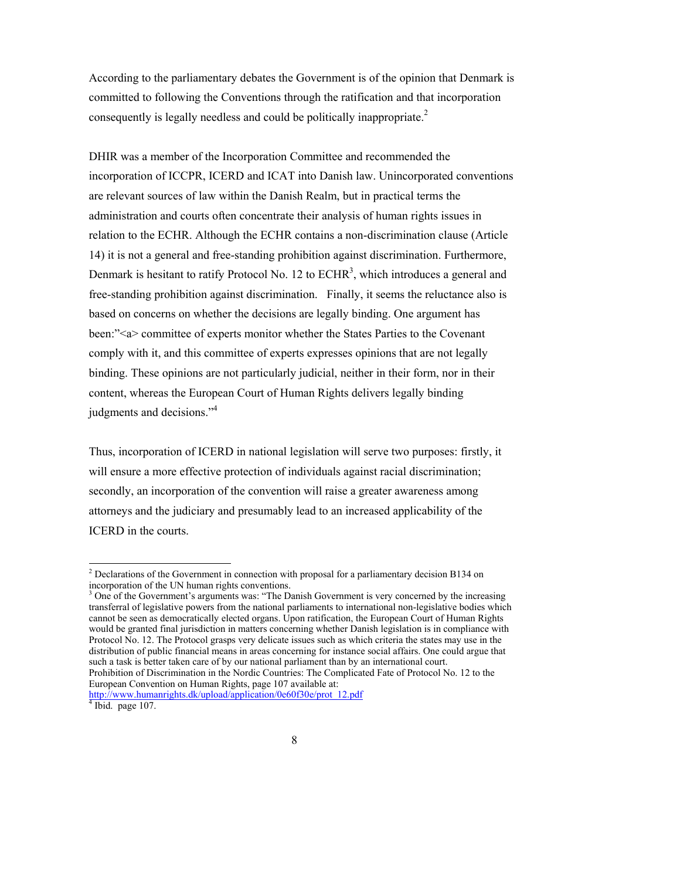According to the parliamentary debates the Government is of the opinion that Denmark is committed to following the Conventions through the ratification and that incorporation consequently is legally needless and could be politically inappropriate.[2]

DHIR was a member of the Incorporation Committee and recommended the incorporation of ICCPR, ICERD and ICAT into Danish law. Unincorporated conventions are relevant sources of law within the Danish Realm, but in practical terms the administration and courts often concentrate their analysis of human rights issues in relation to the ECHR. Although the ECHR contains a non-discrimination clause (Article 14) it is not a general and free-standing prohibition against discrimination. Furthermore, Denmark is hesitant to ratify Protocol No. 12 to ECHR[3], which introduces a general and free-standing prohibition against discrimination. Finally, it seems the reluctance also is based on concerns on whether the decisions are legally binding. One argument has been:"<a> committee of experts monitor whether the States Parties to the Covenant comply with it, and this committee of experts expresses opinions that are not legally binding. These opinions are not particularly judicial, neither in their form, nor in their content, whereas the European Court of Human Rights delivers legally binding judgments and decisions."[4]

Thus, incorporation of ICERD in national legislation will serve two purposes: firstly, it will ensure a more effective protection of individuals against racial discrimination; secondly, an incorporation of the convention will raise a greater awareness among attorneys and the judiciary and presumably lead to an increased applicability of the ICERD in the courts.

---

[2] Declarations of the Government in connection with proposal for a parliamentary decision B134 on incorporation of the UN human rights conventions.

[3] One of the Government's arguments was: "The Danish Government is very concerned by the increasing transferral of legislative powers from the national parliaments to international non-legislative bodies which cannot be seen as democratically elected organs. Upon ratification, the European Court of Human Rights would be granted final jurisdiction in matters concerning whether Danish legislation is in compliance with Protocol No. 12. The Protocol grasps very delicate issues such as which criteria the states may use in the distribution of public financial means in areas concerning for instance social affairs. One could argue that such a task is better taken care of by our national parliament than by an international court.
Prohibition of Discrimination in the Nordic Countries: The Complicated Fate of Protocol No. 12 to the European Convention on Human Rights, page 107 available at:
http://www.humanrights.dk/upload/application/0e60f30e/prot_12.pdf

[4] Ibid. page 107.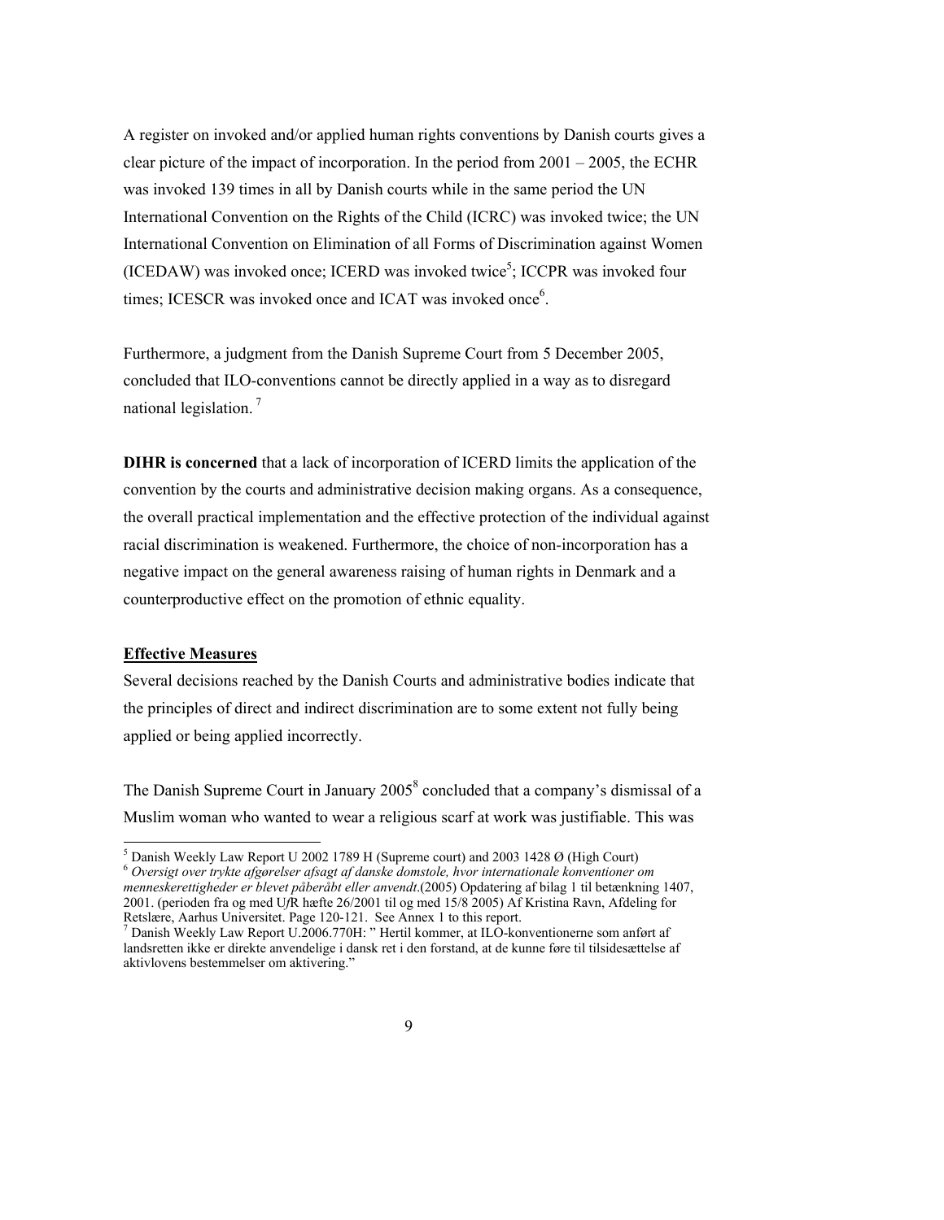A register on invoked and/or applied human rights conventions by Danish courts gives a clear picture of the impact of incorporation. In the period from 2001 – 2005, the ECHR was invoked 139 times in all by Danish courts while in the same period the UN International Convention on the Rights of the Child (ICRC) was invoked twice; the UN International Convention on Elimination of all Forms of Discrimination against Women (ICEDAW) was invoked once; ICERD was invoked twice[5]; ICCPR was invoked four times; ICESCR was invoked once and ICAT was invoked once[6].

Furthermore, a judgment from the Danish Supreme Court from 5 December 2005, concluded that ILO-conventions cannot be directly applied in a way as to disregard national legislation.[7]

**DIHR is concerned** that a lack of incorporation of ICERD limits the application of the convention by the courts and administrative decision making organs. As a consequence, the overall practical implementation and the effective protection of the individual against racial discrimination is weakened. Furthermore, the choice of non-incorporation has a negative impact on the general awareness raising of human rights in Denmark and a counterproductive effect on the promotion of ethnic equality.

**Effective Measures**

Several decisions reached by the Danish Courts and administrative bodies indicate that the principles of direct and indirect discrimination are to some extent not fully being applied or being applied incorrectly.

The Danish Supreme Court in January 2005[8] concluded that a company's dismissal of a Muslim woman who wanted to wear a religious scarf at work was justifiable. This was

---

[5] Danish Weekly Law Report U 2002 1789 H (Supreme court) and 2003 1428 Ø (High Court)

[6] *Oversigt over trykte afgørelser afsagt af danske domstole, hvor internationale konventioner om menneskerettigheder er blevet påberåbt eller anvendt*.(2005) Opdatering af bilag 1 til betænkning 1407, 2001. (perioden fra og med U*f*R hæfte 26/2001 til og med 15/8 2005) Af Kristina Ravn, Afdeling for Retslære, Aarhus Universitet. Page 120-121. See Annex 1 to this report.

[7] Danish Weekly Law Report U.2006.770H: " Hertil kommer, at ILO-konventionerne som anført af landsretten ikke er direkte anvendelige i dansk ret i den forstand, at de kunne føre til tilsidesættelse af aktivlovens bestemmelser om aktivering."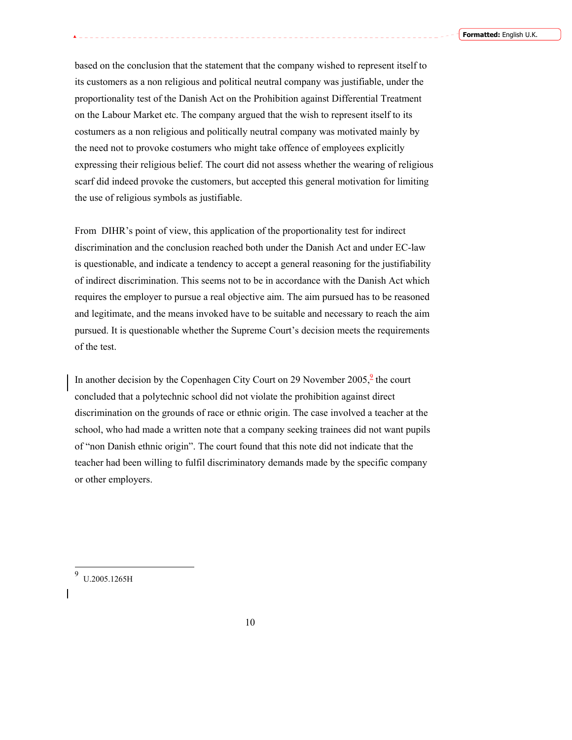based on the conclusion that the statement that the company wished to represent itself to its customers as a non religious and political neutral company was justifiable, under the proportionality test of the Danish Act on the Prohibition against Differential Treatment on the Labour Market etc. The company argued that the wish to represent itself to its costumers as a non religious and politically neutral company was motivated mainly by the need not to provoke costumers who might take offence of employees explicitly expressing their religious belief. The court did not assess whether the wearing of religious scarf did indeed provoke the customers, but accepted this general motivation for limiting the use of religious symbols as justifiable.

From DIHR's point of view, this application of the proportionality test for indirect discrimination and the conclusion reached both under the Danish Act and under EC-law is questionable, and indicate a tendency to accept a general reasoning for the justifiability of indirect discrimination. This seems not to be in accordance with the Danish Act which requires the employer to pursue a real objective aim. The aim pursued has to be reasoned and legitimate, and the means invoked have to be suitable and necessary to reach the aim pursued. It is questionable whether the Supreme Court's decision meets the requirements of the test.

In another decision by the Copenhagen City Court on 29 November 2005,[9] the court concluded that a polytechnic school did not violate the prohibition against direct discrimination on the grounds of race or ethnic origin. The case involved a teacher at the school, who had made a written note that a company seeking trainees did not want pupils of "non Danish ethnic origin". The court found that this note did not indicate that the teacher had been willing to fulfil discriminatory demands made by the specific company or other employers.

[9] U.2005.1265H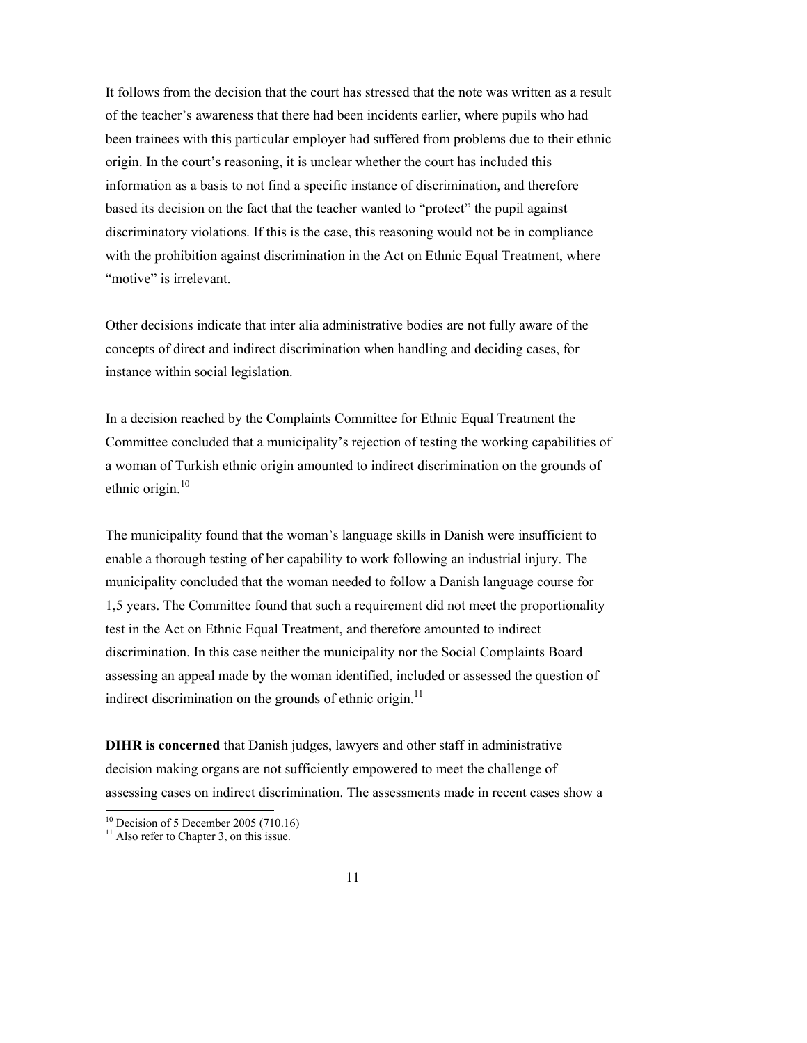It follows from the decision that the court has stressed that the note was written as a result of the teacher's awareness that there had been incidents earlier, where pupils who had been trainees with this particular employer had suffered from problems due to their ethnic origin. In the court's reasoning, it is unclear whether the court has included this information as a basis to not find a specific instance of discrimination, and therefore based its decision on the fact that the teacher wanted to "protect" the pupil against discriminatory violations. If this is the case, this reasoning would not be in compliance with the prohibition against discrimination in the Act on Ethnic Equal Treatment, where "motive" is irrelevant.

Other decisions indicate that inter alia administrative bodies are not fully aware of the concepts of direct and indirect discrimination when handling and deciding cases, for instance within social legislation.

In a decision reached by the Complaints Committee for Ethnic Equal Treatment the Committee concluded that a municipality's rejection of testing the working capabilities of a woman of Turkish ethnic origin amounted to indirect discrimination on the grounds of ethnic origin.[10]

The municipality found that the woman's language skills in Danish were insufficient to enable a thorough testing of her capability to work following an industrial injury. The municipality concluded that the woman needed to follow a Danish language course for 1,5 years. The Committee found that such a requirement did not meet the proportionality test in the Act on Ethnic Equal Treatment, and therefore amounted to indirect discrimination. In this case neither the municipality nor the Social Complaints Board assessing an appeal made by the woman identified, included or assessed the question of indirect discrimination on the grounds of ethnic origin.[11]

**DIHR is concerned** that Danish judges, lawyers and other staff in administrative decision making organs are not sufficiently empowered to meet the challenge of assessing cases on indirect discrimination. The assessments made in recent cases show a

[10] Decision of 5 December 2005 (710.16)

[11] Also refer to Chapter 3, on this issue.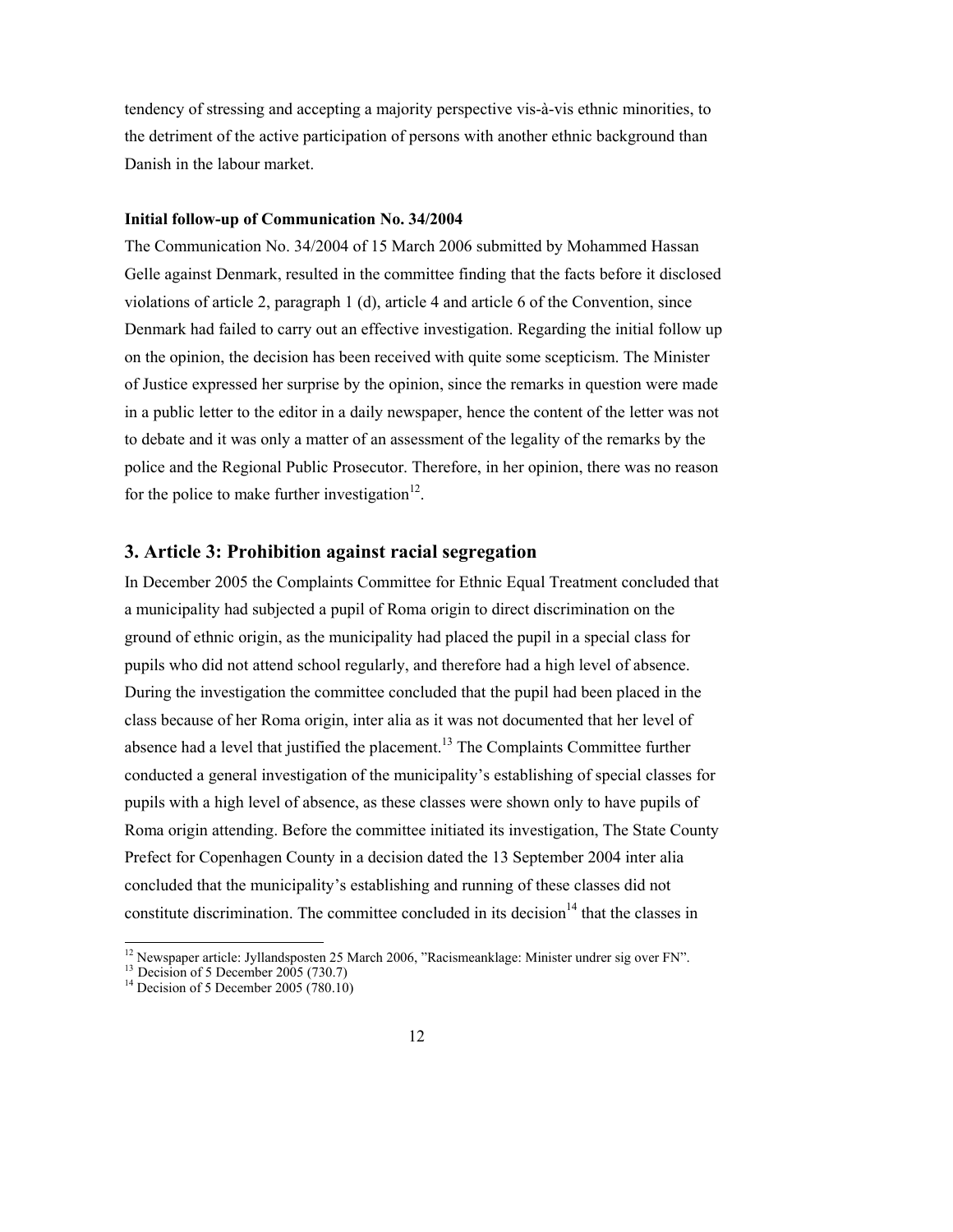tendency of stressing and accepting a majority perspective vis-à-vis ethnic minorities, to the detriment of the active participation of persons with another ethnic background than Danish in the labour market.

**Initial follow-up of Communication No. 34/2004**

The Communication No. 34/2004 of 15 March 2006 submitted by Mohammed Hassan Gelle against Denmark, resulted in the committee finding that the facts before it disclosed violations of article 2, paragraph 1 (d), article 4 and article 6 of the Convention, since Denmark had failed to carry out an effective investigation. Regarding the initial follow up on the opinion, the decision has been received with quite some scepticism. The Minister of Justice expressed her surprise by the opinion, since the remarks in question were made in a public letter to the editor in a daily newspaper, hence the content of the letter was not to debate and it was only a matter of an assessment of the legality of the remarks by the police and the Regional Public Prosecutor. Therefore, in her opinion, there was no reason for the police to make further investigation[12].

## 3. Article 3: Prohibition against racial segregation

In December 2005 the Complaints Committee for Ethnic Equal Treatment concluded that a municipality had subjected a pupil of Roma origin to direct discrimination on the ground of ethnic origin, as the municipality had placed the pupil in a special class for pupils who did not attend school regularly, and therefore had a high level of absence. During the investigation the committee concluded that the pupil had been placed in the class because of her Roma origin, inter alia as it was not documented that her level of absence had a level that justified the placement.[13] The Complaints Committee further conducted a general investigation of the municipality's establishing of special classes for pupils with a high level of absence, as these classes were shown only to have pupils of Roma origin attending. Before the committee initiated its investigation, The State County Prefect for Copenhagen County in a decision dated the 13 September 2004 inter alia concluded that the municipality's establishing and running of these classes did not constitute discrimination. The committee concluded in its decision[14] that the classes in

---

[12] Newspaper article: Jyllandsposten 25 March 2006, "Racismeanklage: Minister undrer sig over FN".

[13] Decision of 5 December 2005 (730.7)

[14] Decision of 5 December 2005 (780.10)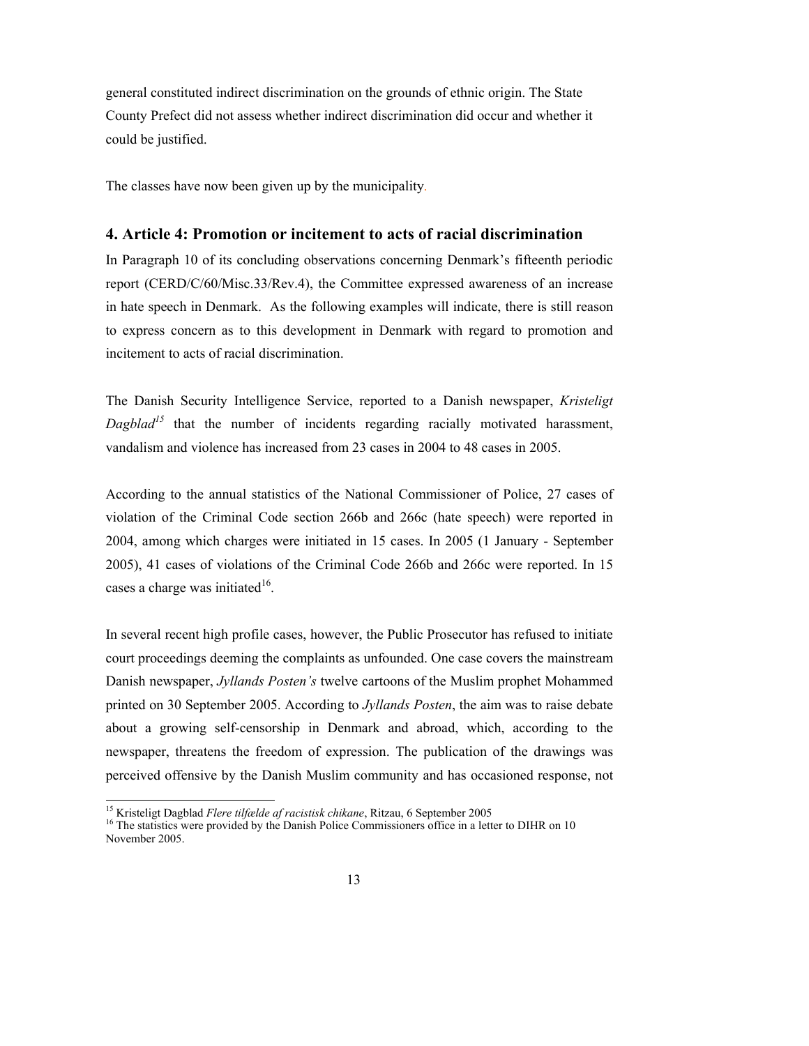general constituted indirect discrimination on the grounds of ethnic origin. The State County Prefect did not assess whether indirect discrimination did occur and whether it could be justified.

The classes have now been given up by the municipality.

## 4. Article 4: Promotion or incitement to acts of racial discrimination

In Paragraph 10 of its concluding observations concerning Denmark's fifteenth periodic report (CERD/C/60/Misc.33/Rev.4), the Committee expressed awareness of an increase in hate speech in Denmark. As the following examples will indicate, there is still reason to express concern as to this development in Denmark with regard to promotion and incitement to acts of racial discrimination.

The Danish Security Intelligence Service, reported to a Danish newspaper, *Kristeligt Dagblad*[15] that the number of incidents regarding racially motivated harassment, vandalism and violence has increased from 23 cases in 2004 to 48 cases in 2005.

According to the annual statistics of the National Commissioner of Police, 27 cases of violation of the Criminal Code section 266b and 266c (hate speech) were reported in 2004, among which charges were initiated in 15 cases. In 2005 (1 January - September 2005), 41 cases of violations of the Criminal Code 266b and 266c were reported. In 15 cases a charge was initiated[16].

In several recent high profile cases, however, the Public Prosecutor has refused to initiate court proceedings deeming the complaints as unfounded. One case covers the mainstream Danish newspaper, *Jyllands Posten's* twelve cartoons of the Muslim prophet Mohammed printed on 30 September 2005. According to *Jyllands Posten*, the aim was to raise debate about a growing self-censorship in Denmark and abroad, which, according to the newspaper, threatens the freedom of expression. The publication of the drawings was perceived offensive by the Danish Muslim community and has occasioned response, not

---

[15] Kristeligt Dagblad *Flere tilfælde af racistisk chikane*, Ritzau, 6 September 2005

[16] The statistics were provided by the Danish Police Commissioners office in a letter to DIHR on 10 November 2005.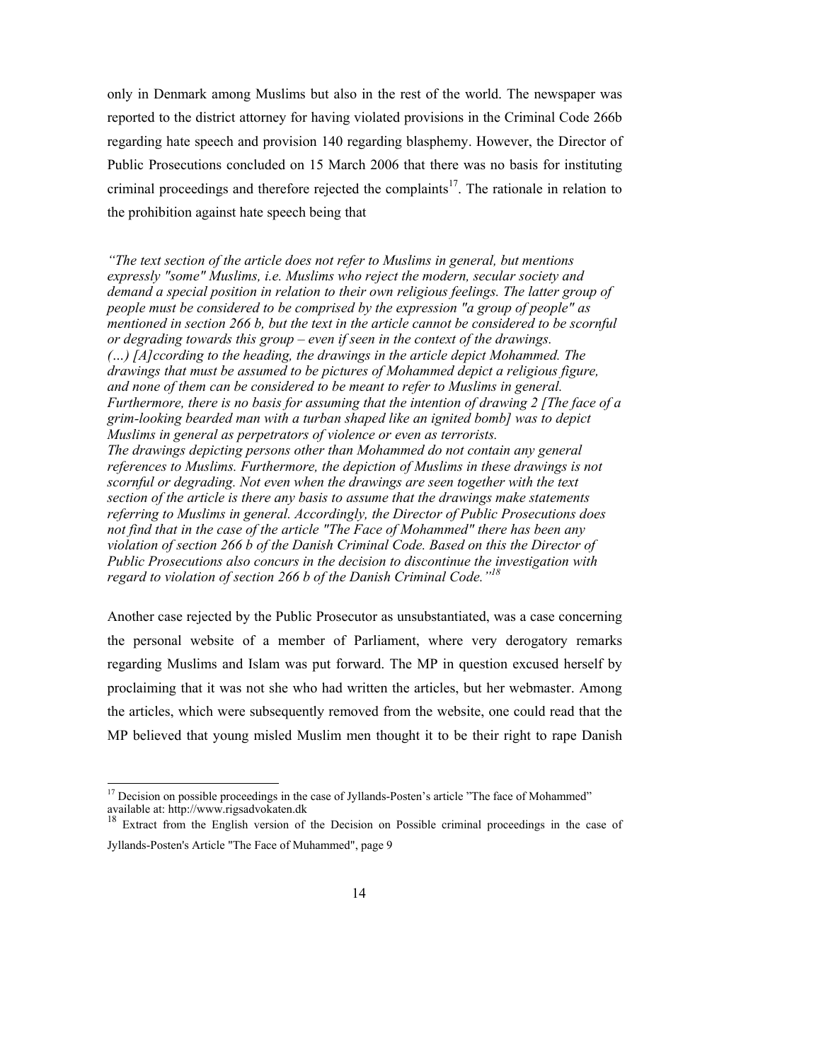only in Denmark among Muslims but also in the rest of the world. The newspaper was reported to the district attorney for having violated provisions in the Criminal Code 266b regarding hate speech and provision 140 regarding blasphemy. However, the Director of Public Prosecutions concluded on 15 March 2006 that there was no basis for instituting criminal proceedings and therefore rejected the complaints[17]. The rationale in relation to the prohibition against hate speech being that

*"The text section of the article does not refer to Muslims in general, but mentions expressly "some" Muslims, i.e. Muslims who reject the modern, secular society and demand a special position in relation to their own religious feelings. The latter group of people must be considered to be comprised by the expression "a group of people" as mentioned in section 266 b, but the text in the article cannot be considered to be scornful or degrading towards this group – even if seen in the context of the drawings. (…) [A]ccording to the heading, the drawings in the article depict Mohammed. The drawings that must be assumed to be pictures of Mohammed depict a religious figure, and none of them can be considered to be meant to refer to Muslims in general. Furthermore, there is no basis for assuming that the intention of drawing 2 [The face of a grim-looking bearded man with a turban shaped like an ignited bomb] was to depict Muslims in general as perpetrators of violence or even as terrorists. The drawings depicting persons other than Mohammed do not contain any general references to Muslims. Furthermore, the depiction of Muslims in these drawings is not scornful or degrading. Not even when the drawings are seen together with the text section of the article is there any basis to assume that the drawings make statements referring to Muslims in general. Accordingly, the Director of Public Prosecutions does not find that in the case of the article "The Face of Mohammed" there has been any violation of section 266 b of the Danish Criminal Code. Based on this the Director of Public Prosecutions also concurs in the decision to discontinue the investigation with regard to violation of section 266 b of the Danish Criminal Code."*[18]

Another case rejected by the Public Prosecutor as unsubstantiated, was a case concerning the personal website of a member of Parliament, where very derogatory remarks regarding Muslims and Islam was put forward. The MP in question excused herself by proclaiming that it was not she who had written the articles, but her webmaster. Among the articles, which were subsequently removed from the website, one could read that the MP believed that young misled Muslim men thought it to be their right to rape Danish

---

[17] Decision on possible proceedings in the case of Jyllands-Posten's article "The face of Mohammed" available at: http://www.rigsadvokaten.dk

[18] Extract from the English version of the Decision on Possible criminal proceedings in the case of Jyllands-Posten's Article "The Face of Muhammed", page 9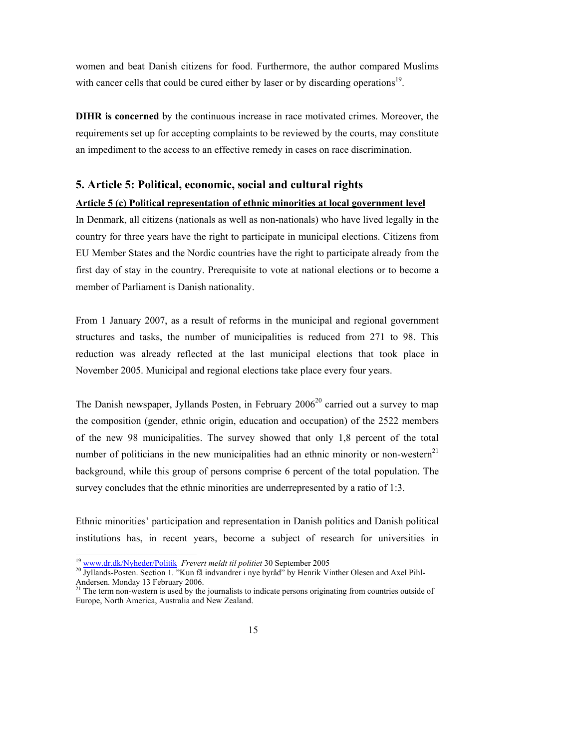women and beat Danish citizens for food. Furthermore, the author compared Muslims with cancer cells that could be cured either by laser or by discarding operations[19].

**DIHR is concerned** by the continuous increase in race motivated crimes. Moreover, the requirements set up for accepting complaints to be reviewed by the courts, may constitute an impediment to the access to an effective remedy in cases on race discrimination.

## 5. Article 5: Political, economic, social and cultural rights

**Article 5 (c) Political representation of ethnic minorities at local government level**

In Denmark, all citizens (nationals as well as non-nationals) who have lived legally in the country for three years have the right to participate in municipal elections. Citizens from EU Member States and the Nordic countries have the right to participate already from the first day of stay in the country. Prerequisite to vote at national elections or to become a member of Parliament is Danish nationality.

From 1 January 2007, as a result of reforms in the municipal and regional government structures and tasks, the number of municipalities is reduced from 271 to 98. This reduction was already reflected at the last municipal elections that took place in November 2005. Municipal and regional elections take place every four years.

The Danish newspaper, Jyllands Posten, in February 2006[20] carried out a survey to map the composition (gender, ethnic origin, education and occupation) of the 2522 members of the new 98 municipalities. The survey showed that only 1,8 percent of the total number of politicians in the new municipalities had an ethnic minority or non-western[21] background, while this group of persons comprise 6 percent of the total population. The survey concludes that the ethnic minorities are underrepresented by a ratio of 1:3.

Ethnic minorities' participation and representation in Danish politics and Danish political institutions has, in recent years, become a subject of research for universities in

---

[19] www.dr.dk/Nyheder/Politik *Frevert meldt til politiet* 30 September 2005

[20] Jyllands-Posten. Section 1. "Kun få indvandrer i nye byråd" by Henrik Vinther Olesen and Axel Pihl-Andersen. Monday 13 February 2006.

[21] The term non-western is used by the journalists to indicate persons originating from countries outside of Europe, North America, Australia and New Zealand.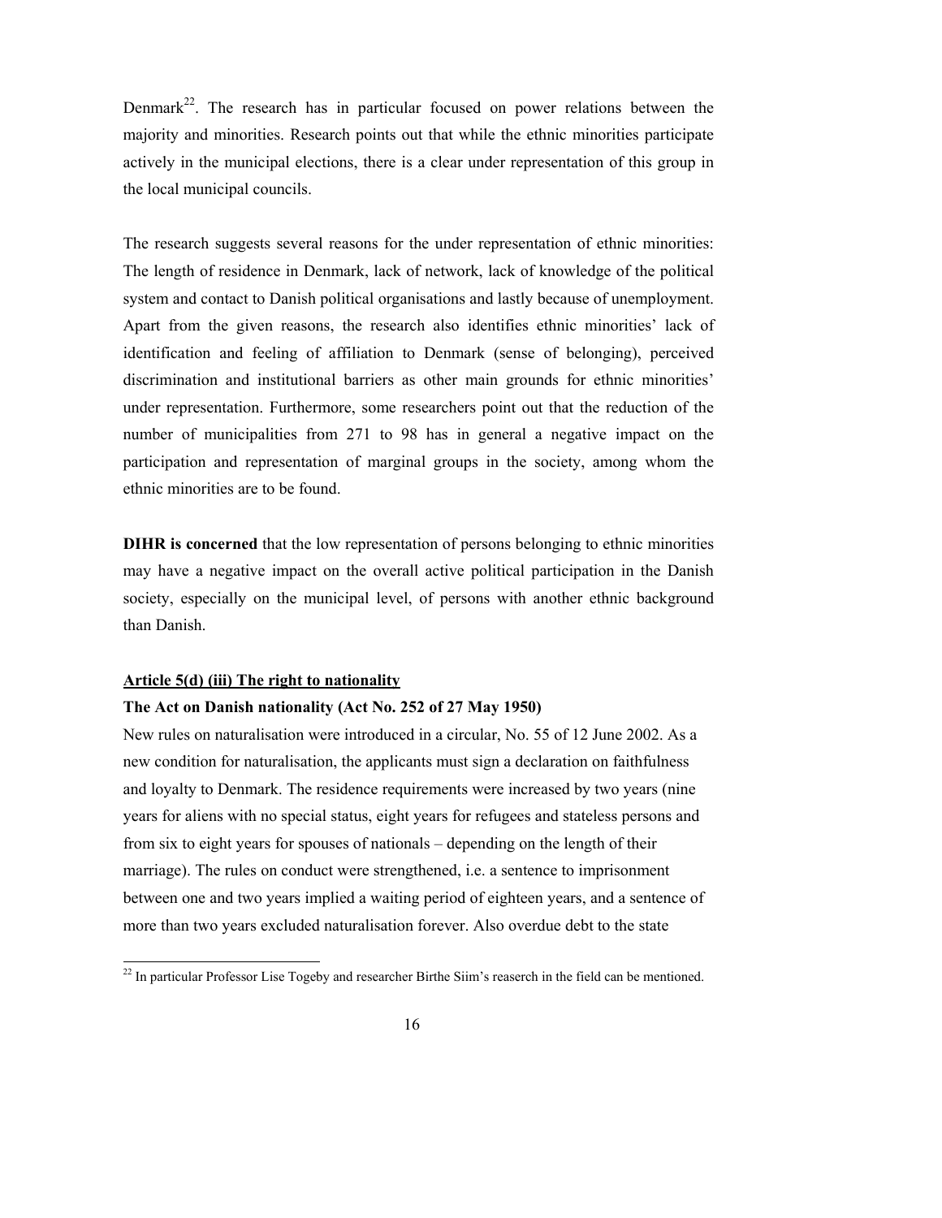Denmark[22]. The research has in particular focused on power relations between the majority and minorities. Research points out that while the ethnic minorities participate actively in the municipal elections, there is a clear under representation of this group in the local municipal councils.

The research suggests several reasons for the under representation of ethnic minorities: The length of residence in Denmark, lack of network, lack of knowledge of the political system and contact to Danish political organisations and lastly because of unemployment. Apart from the given reasons, the research also identifies ethnic minorities' lack of identification and feeling of affiliation to Denmark (sense of belonging), perceived discrimination and institutional barriers as other main grounds for ethnic minorities' under representation. Furthermore, some researchers point out that the reduction of the number of municipalities from 271 to 98 has in general a negative impact on the participation and representation of marginal groups in the society, among whom the ethnic minorities are to be found.

**DIHR is concerned** that the low representation of persons belonging to ethnic minorities may have a negative impact on the overall active political participation in the Danish society, especially on the municipal level, of persons with another ethnic background than Danish.

**Article 5(d) (iii) The right to nationality**

**The Act on Danish nationality (Act No. 252 of 27 May 1950)**

New rules on naturalisation were introduced in a circular, No. 55 of 12 June 2002. As a new condition for naturalisation, the applicants must sign a declaration on faithfulness and loyalty to Denmark. The residence requirements were increased by two years (nine years for aliens with no special status, eight years for refugees and stateless persons and from six to eight years for spouses of nationals – depending on the length of their marriage). The rules on conduct were strengthened, i.e. a sentence to imprisonment between one and two years implied a waiting period of eighteen years, and a sentence of more than two years excluded naturalisation forever. Also overdue debt to the state

[22] In particular Professor Lise Togeby and researcher Birthe Siim's reaserch in the field can be mentioned.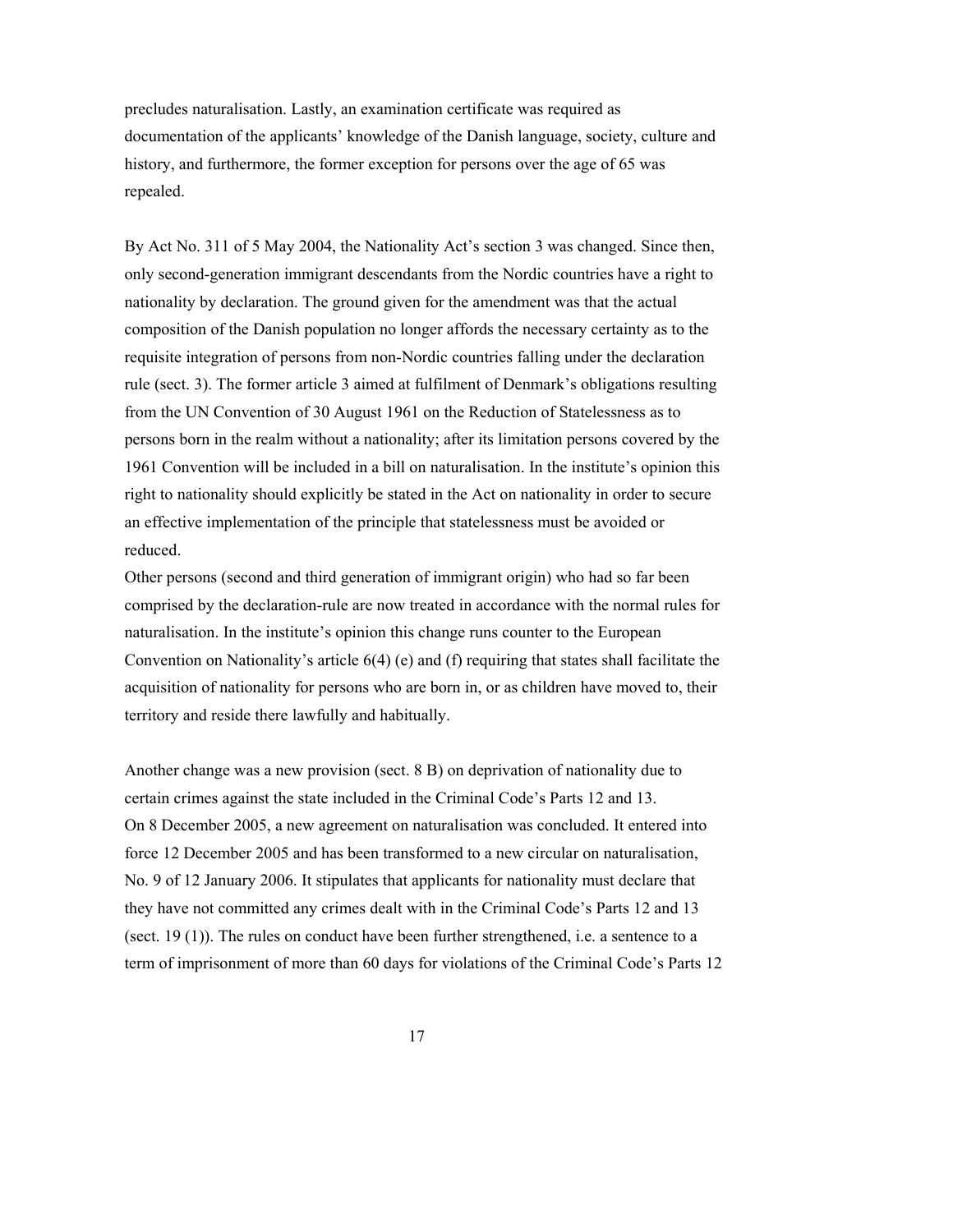precludes naturalisation. Lastly, an examination certificate was required as documentation of the applicants' knowledge of the Danish language, society, culture and history, and furthermore, the former exception for persons over the age of 65 was repealed.

By Act No. 311 of 5 May 2004, the Nationality Act's section 3 was changed. Since then, only second-generation immigrant descendants from the Nordic countries have a right to nationality by declaration. The ground given for the amendment was that the actual composition of the Danish population no longer affords the necessary certainty as to the requisite integration of persons from non-Nordic countries falling under the declaration rule (sect. 3). The former article 3 aimed at fulfilment of Denmark's obligations resulting from the UN Convention of 30 August 1961 on the Reduction of Statelessness as to persons born in the realm without a nationality; after its limitation persons covered by the 1961 Convention will be included in a bill on naturalisation. In the institute's opinion this right to nationality should explicitly be stated in the Act on nationality in order to secure an effective implementation of the principle that statelessness must be avoided or reduced.

Other persons (second and third generation of immigrant origin) who had so far been comprised by the declaration-rule are now treated in accordance with the normal rules for naturalisation. In the institute's opinion this change runs counter to the European Convention on Nationality's article 6(4) (e) and (f) requiring that states shall facilitate the acquisition of nationality for persons who are born in, or as children have moved to, their territory and reside there lawfully and habitually.

Another change was a new provision (sect. 8 B) on deprivation of nationality due to certain crimes against the state included in the Criminal Code's Parts 12 and 13.
On 8 December 2005, a new agreement on naturalisation was concluded. It entered into force 12 December 2005 and has been transformed to a new circular on naturalisation, No. 9 of 12 January 2006. It stipulates that applicants for nationality must declare that they have not committed any crimes dealt with in the Criminal Code's Parts 12 and 13 (sect. 19 (1)). The rules on conduct have been further strengthened, i.e. a sentence to a term of imprisonment of more than 60 days for violations of the Criminal Code's Parts 12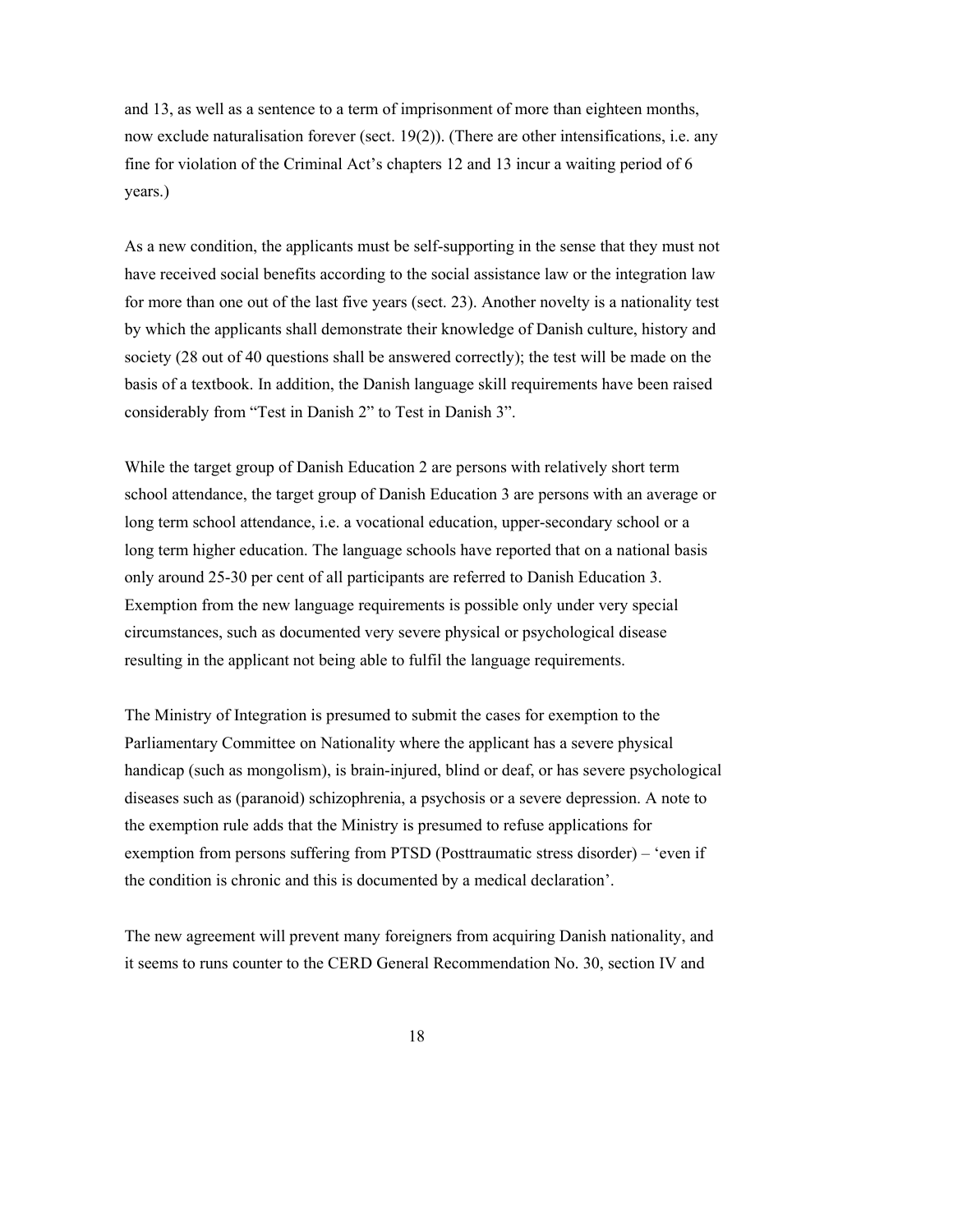and 13, as well as a sentence to a term of imprisonment of more than eighteen months, now exclude naturalisation forever (sect. 19(2)). (There are other intensifications, i.e. any fine for violation of the Criminal Act's chapters 12 and 13 incur a waiting period of 6 years.)

As a new condition, the applicants must be self-supporting in the sense that they must not have received social benefits according to the social assistance law or the integration law for more than one out of the last five years (sect. 23). Another novelty is a nationality test by which the applicants shall demonstrate their knowledge of Danish culture, history and society (28 out of 40 questions shall be answered correctly); the test will be made on the basis of a textbook. In addition, the Danish language skill requirements have been raised considerably from "Test in Danish 2" to Test in Danish 3".

While the target group of Danish Education 2 are persons with relatively short term school attendance, the target group of Danish Education 3 are persons with an average or long term school attendance, i.e. a vocational education, upper-secondary school or a long term higher education. The language schools have reported that on a national basis only around 25-30 per cent of all participants are referred to Danish Education 3. Exemption from the new language requirements is possible only under very special circumstances, such as documented very severe physical or psychological disease resulting in the applicant not being able to fulfil the language requirements.

The Ministry of Integration is presumed to submit the cases for exemption to the Parliamentary Committee on Nationality where the applicant has a severe physical handicap (such as mongolism), is brain-injured, blind or deaf, or has severe psychological diseases such as (paranoid) schizophrenia, a psychosis or a severe depression. A note to the exemption rule adds that the Ministry is presumed to refuse applications for exemption from persons suffering from PTSD (Posttraumatic stress disorder) – 'even if the condition is chronic and this is documented by a medical declaration'.

The new agreement will prevent many foreigners from acquiring Danish nationality, and it seems to runs counter to the CERD General Recommendation No. 30, section IV and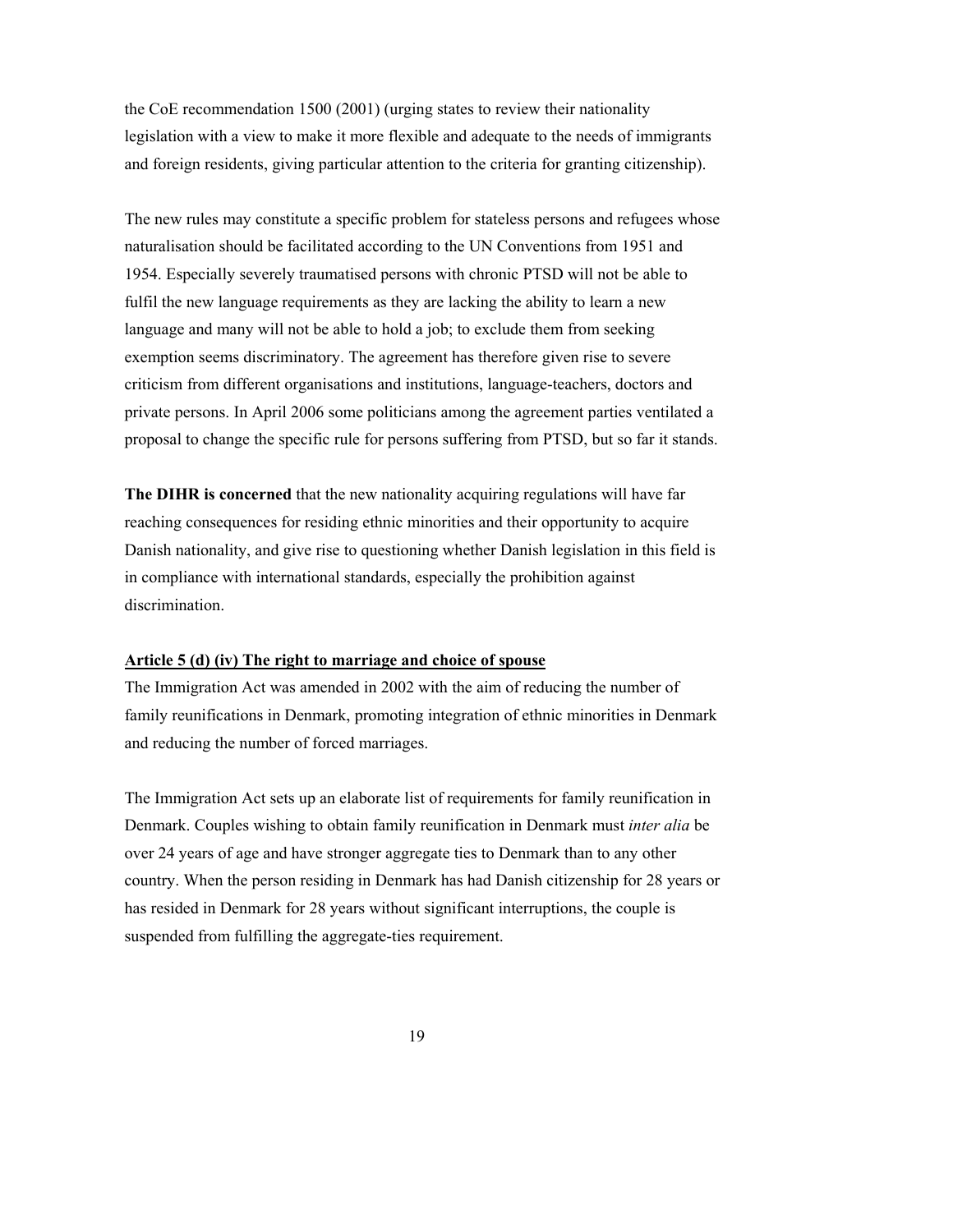the CoE recommendation 1500 (2001) (urging states to review their nationality legislation with a view to make it more flexible and adequate to the needs of immigrants and foreign residents, giving particular attention to the criteria for granting citizenship).

The new rules may constitute a specific problem for stateless persons and refugees whose naturalisation should be facilitated according to the UN Conventions from 1951 and 1954. Especially severely traumatised persons with chronic PTSD will not be able to fulfil the new language requirements as they are lacking the ability to learn a new language and many will not be able to hold a job; to exclude them from seeking exemption seems discriminatory. The agreement has therefore given rise to severe criticism from different organisations and institutions, language-teachers, doctors and private persons. In April 2006 some politicians among the agreement parties ventilated a proposal to change the specific rule for persons suffering from PTSD, but so far it stands.

**The DIHR is concerned** that the new nationality acquiring regulations will have far reaching consequences for residing ethnic minorities and their opportunity to acquire Danish nationality, and give rise to questioning whether Danish legislation in this field is in compliance with international standards, especially the prohibition against discrimination.

**Article 5 (d) (iv) The right to marriage and choice of spouse**

The Immigration Act was amended in 2002 with the aim of reducing the number of family reunifications in Denmark, promoting integration of ethnic minorities in Denmark and reducing the number of forced marriages.

The Immigration Act sets up an elaborate list of requirements for family reunification in Denmark. Couples wishing to obtain family reunification in Denmark must *inter alia* be over 24 years of age and have stronger aggregate ties to Denmark than to any other country. When the person residing in Denmark has had Danish citizenship for 28 years or has resided in Denmark for 28 years without significant interruptions, the couple is suspended from fulfilling the aggregate-ties requirement.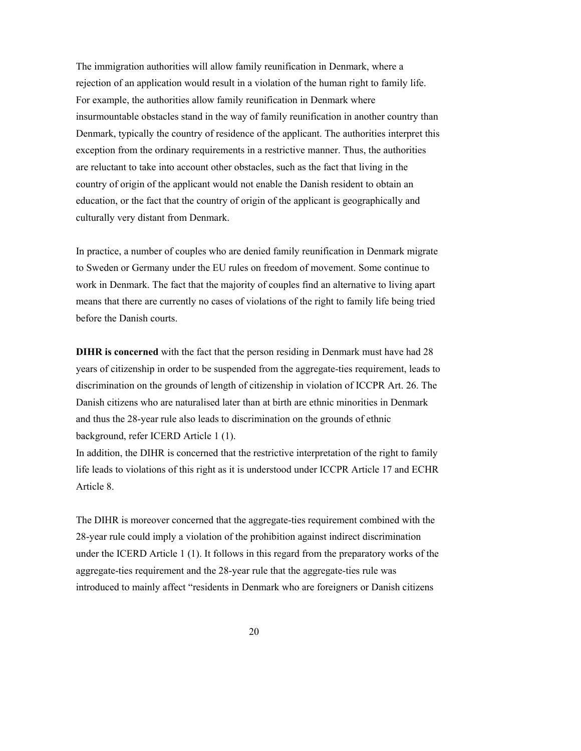The immigration authorities will allow family reunification in Denmark, where a rejection of an application would result in a violation of the human right to family life. For example, the authorities allow family reunification in Denmark where insurmountable obstacles stand in the way of family reunification in another country than Denmark, typically the country of residence of the applicant. The authorities interpret this exception from the ordinary requirements in a restrictive manner. Thus, the authorities are reluctant to take into account other obstacles, such as the fact that living in the country of origin of the applicant would not enable the Danish resident to obtain an education, or the fact that the country of origin of the applicant is geographically and culturally very distant from Denmark.

In practice, a number of couples who are denied family reunification in Denmark migrate to Sweden or Germany under the EU rules on freedom of movement. Some continue to work in Denmark. The fact that the majority of couples find an alternative to living apart means that there are currently no cases of violations of the right to family life being tried before the Danish courts.

**DIHR is concerned** with the fact that the person residing in Denmark must have had 28 years of citizenship in order to be suspended from the aggregate-ties requirement, leads to discrimination on the grounds of length of citizenship in violation of ICCPR Art. 26. The Danish citizens who are naturalised later than at birth are ethnic minorities in Denmark and thus the 28-year rule also leads to discrimination on the grounds of ethnic background, refer ICERD Article 1 (1).
In addition, the DIHR is concerned that the restrictive interpretation of the right to family life leads to violations of this right as it is understood under ICCPR Article 17 and ECHR Article 8.

The DIHR is moreover concerned that the aggregate-ties requirement combined with the 28-year rule could imply a violation of the prohibition against indirect discrimination under the ICERD Article 1 (1). It follows in this regard from the preparatory works of the aggregate-ties requirement and the 28-year rule that the aggregate-ties rule was introduced to mainly affect "residents in Denmark who are foreigners or Danish citizens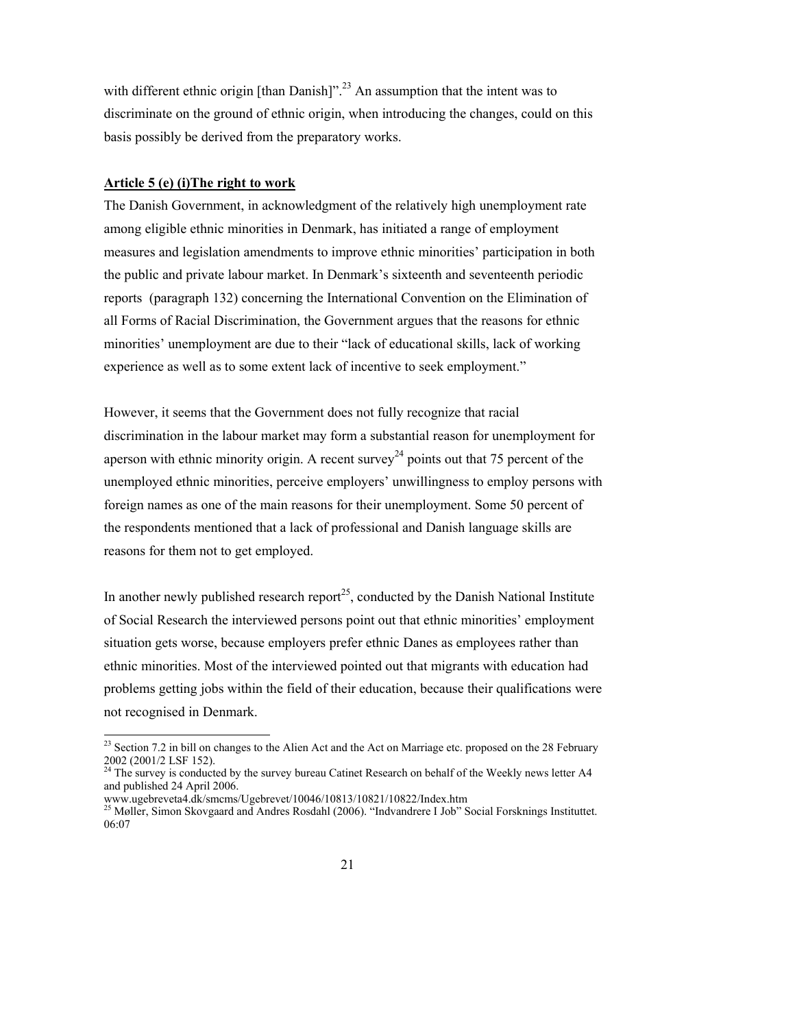with different ethnic origin [than Danish]".[23] An assumption that the intent was to discriminate on the ground of ethnic origin, when introducing the changes, could on this basis possibly be derived from the preparatory works.

**Article 5 (e) (i)The right to work**

The Danish Government, in acknowledgment of the relatively high unemployment rate among eligible ethnic minorities in Denmark, has initiated a range of employment measures and legislation amendments to improve ethnic minorities' participation in both the public and private labour market. In Denmark's sixteenth and seventeenth periodic reports (paragraph 132) concerning the International Convention on the Elimination of all Forms of Racial Discrimination, the Government argues that the reasons for ethnic minorities' unemployment are due to their "lack of educational skills, lack of working experience as well as to some extent lack of incentive to seek employment."

However, it seems that the Government does not fully recognize that racial discrimination in the labour market may form a substantial reason for unemployment for aperson with ethnic minority origin. A recent survey[24] points out that 75 percent of the unemployed ethnic minorities, perceive employers' unwillingness to employ persons with foreign names as one of the main reasons for their unemployment. Some 50 percent of the respondents mentioned that a lack of professional and Danish language skills are reasons for them not to get employed.

In another newly published research report[25], conducted by the Danish National Institute of Social Research the interviewed persons point out that ethnic minorities' employment situation gets worse, because employers prefer ethnic Danes as employees rather than ethnic minorities. Most of the interviewed pointed out that migrants with education had problems getting jobs within the field of their education, because their qualifications were not recognised in Denmark.

---

[23] Section 7.2 in bill on changes to the Alien Act and the Act on Marriage etc. proposed on the 28 February 2002 (2001/2 LSF 152).

[24] The survey is conducted by the survey bureau Catinet Research on behalf of the Weekly news letter A4 and published 24 April 2006.
www.ugebreveta4.dk/smcms/Ugebrevet/10046/10813/10821/10822/Index.htm

[25] Møller, Simon Skovgaard and Andres Rosdahl (2006). "Indvandrere I Job" Social Forsknings Instituttet. 06:07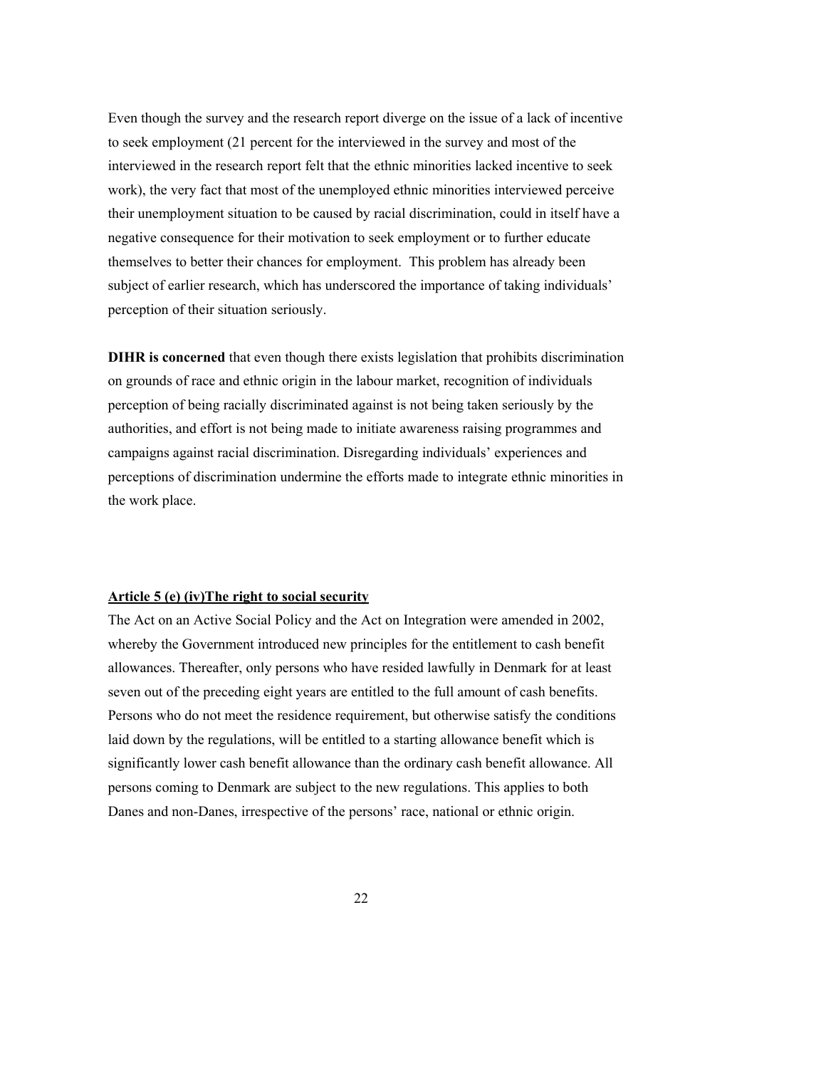Even though the survey and the research report diverge on the issue of a lack of incentive to seek employment (21 percent for the interviewed in the survey and most of the interviewed in the research report felt that the ethnic minorities lacked incentive to seek work), the very fact that most of the unemployed ethnic minorities interviewed perceive their unemployment situation to be caused by racial discrimination, could in itself have a negative consequence for their motivation to seek employment or to further educate themselves to better their chances for employment. This problem has already been subject of earlier research, which has underscored the importance of taking individuals' perception of their situation seriously.

**DIHR is concerned** that even though there exists legislation that prohibits discrimination on grounds of race and ethnic origin in the labour market, recognition of individuals perception of being racially discriminated against is not being taken seriously by the authorities, and effort is not being made to initiate awareness raising programmes and campaigns against racial discrimination. Disregarding individuals' experiences and perceptions of discrimination undermine the efforts made to integrate ethnic minorities in the work place.

**Article 5 (e) (iv)The right to social security**

The Act on an Active Social Policy and the Act on Integration were amended in 2002, whereby the Government introduced new principles for the entitlement to cash benefit allowances. Thereafter, only persons who have resided lawfully in Denmark for at least seven out of the preceding eight years are entitled to the full amount of cash benefits. Persons who do not meet the residence requirement, but otherwise satisfy the conditions laid down by the regulations, will be entitled to a starting allowance benefit which is significantly lower cash benefit allowance than the ordinary cash benefit allowance. All persons coming to Denmark are subject to the new regulations. This applies to both Danes and non-Danes, irrespective of the persons' race, national or ethnic origin.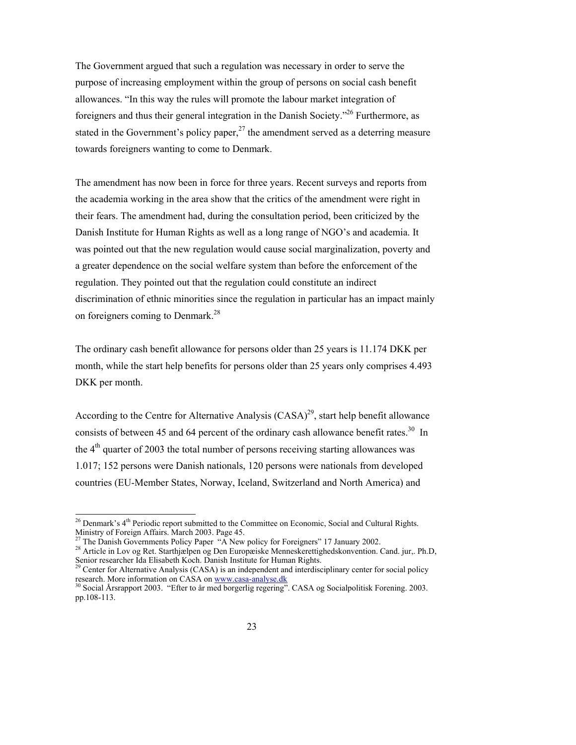The Government argued that such a regulation was necessary in order to serve the purpose of increasing employment within the group of persons on social cash benefit allowances. "In this way the rules will promote the labour market integration of foreigners and thus their general integration in the Danish Society."[26] Furthermore, as stated in the Government's policy paper,[27] the amendment served as a deterring measure towards foreigners wanting to come to Denmark.

The amendment has now been in force for three years. Recent surveys and reports from the academia working in the area show that the critics of the amendment were right in their fears. The amendment had, during the consultation period, been criticized by the Danish Institute for Human Rights as well as a long range of NGO's and academia. It was pointed out that the new regulation would cause social marginalization, poverty and a greater dependence on the social welfare system than before the enforcement of the regulation. They pointed out that the regulation could constitute an indirect discrimination of ethnic minorities since the regulation in particular has an impact mainly on foreigners coming to Denmark.[28]

The ordinary cash benefit allowance for persons older than 25 years is 11.174 DKK per month, while the start help benefits for persons older than 25 years only comprises 4.493 DKK per month.

According to the Centre for Alternative Analysis (CASA)[29], start help benefit allowance consists of between 45 and 64 percent of the ordinary cash allowance benefit rates.[30] In the 4th quarter of 2003 the total number of persons receiving starting allowances was 1.017; 152 persons were Danish nationals, 120 persons were nationals from developed countries (EU-Member States, Norway, Iceland, Switzerland and North America) and

---

[26] Denmark's 4th Periodic report submitted to the Committee on Economic, Social and Cultural Rights. Ministry of Foreign Affairs. March 2003. Page 45.

[27] The Danish Governments Policy Paper "A New policy for Foreigners" 17 January 2002.

[28] Article in Lov og Ret. Starthjælpen og Den Europæiske Menneskerettighedskonvention. Cand. jur,. Ph.D, Senior researcher Ida Elisabeth Koch. Danish Institute for Human Rights.

[29] Center for Alternative Analysis (CASA) is an independent and interdisciplinary center for social policy research. More information on CASA on www.casa-analyse.dk

[30] Social Årsrapport 2003. "Efter to år med borgerlig regering". CASA og Socialpolitisk Forening. 2003. pp.108-113.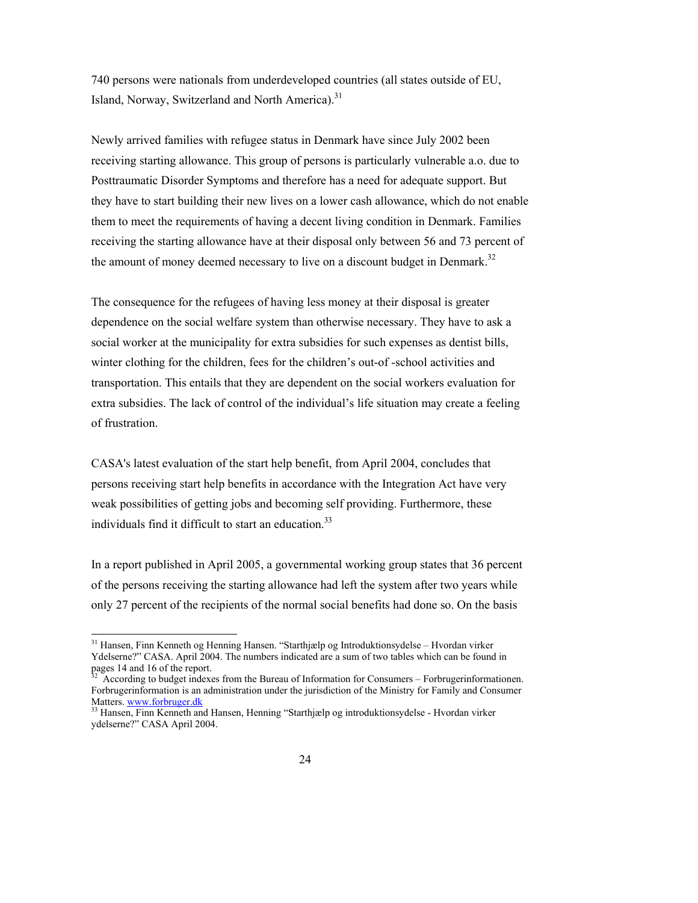740 persons were nationals from underdeveloped countries (all states outside of EU, Island, Norway, Switzerland and North America).[31]

Newly arrived families with refugee status in Denmark have since July 2002 been receiving starting allowance. This group of persons is particularly vulnerable a.o. due to Posttraumatic Disorder Symptoms and therefore has a need for adequate support. But they have to start building their new lives on a lower cash allowance, which do not enable them to meet the requirements of having a decent living condition in Denmark. Families receiving the starting allowance have at their disposal only between 56 and 73 percent of the amount of money deemed necessary to live on a discount budget in Denmark.[32]

The consequence for the refugees of having less money at their disposal is greater dependence on the social welfare system than otherwise necessary. They have to ask a social worker at the municipality for extra subsidies for such expenses as dentist bills, winter clothing for the children, fees for the children's out-of -school activities and transportation. This entails that they are dependent on the social workers evaluation for extra subsidies. The lack of control of the individual's life situation may create a feeling of frustration.

CASA's latest evaluation of the start help benefit, from April 2004, concludes that persons receiving start help benefits in accordance with the Integration Act have very weak possibilities of getting jobs and becoming self providing. Furthermore, these individuals find it difficult to start an education.[33]

In a report published in April 2005, a governmental working group states that 36 percent of the persons receiving the starting allowance had left the system after two years while only 27 percent of the recipients of the normal social benefits had done so. On the basis

---

[31] Hansen, Finn Kenneth og Henning Hansen. "Starthjælp og Introduktionsydelse – Hvordan virker Ydelserne?" CASA. April 2004. The numbers indicated are a sum of two tables which can be found in pages 14 and 16 of the report.

[32] According to budget indexes from the Bureau of Information for Consumers – Forbrugerinformationen. Forbrugerinformation is an administration under the jurisdiction of the Ministry for Family and Consumer Matters. www.forbruger.dk

[33] Hansen, Finn Kenneth and Hansen, Henning "Starthjælp og introduktionsydelse - Hvordan virker ydelserne?" CASA April 2004.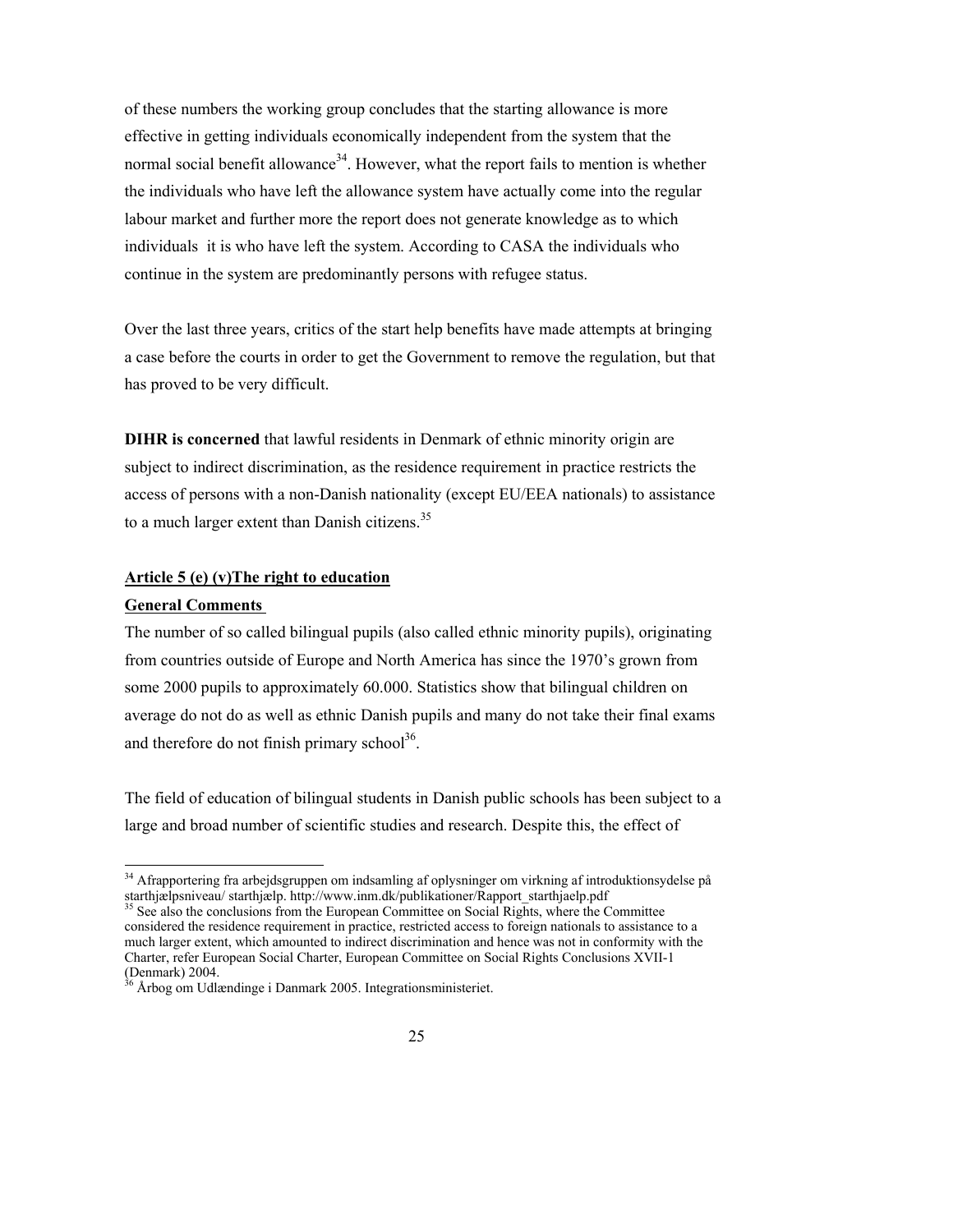of these numbers the working group concludes that the starting allowance is more effective in getting individuals economically independent from the system that the normal social benefit allowance[34]. However, what the report fails to mention is whether the individuals who have left the allowance system have actually come into the regular labour market and further more the report does not generate knowledge as to which individuals it is who have left the system. According to CASA the individuals who continue in the system are predominantly persons with refugee status.

Over the last three years, critics of the start help benefits have made attempts at bringing a case before the courts in order to get the Government to remove the regulation, but that has proved to be very difficult.

**DIHR is concerned** that lawful residents in Denmark of ethnic minority origin are subject to indirect discrimination, as the residence requirement in practice restricts the access of persons with a non-Danish nationality (except EU/EEA nationals) to assistance to a much larger extent than Danish citizens.[35]

**Article 5 (e) (v)The right to education**

**General Comments**

The number of so called bilingual pupils (also called ethnic minority pupils), originating from countries outside of Europe and North America has since the 1970's grown from some 2000 pupils to approximately 60.000. Statistics show that bilingual children on average do not do as well as ethnic Danish pupils and many do not take their final exams and therefore do not finish primary school[36].

The field of education of bilingual students in Danish public schools has been subject to a large and broad number of scientific studies and research. Despite this, the effect of

---

[34] Afrapportering fra arbejdsgruppen om indsamling af oplysninger om virkning af introduktionsydelse på starthjælpsniveau/ starthjælp. http://www.inm.dk/publikationer/Rapport_starthjaelp.pdf

[35] See also the conclusions from the European Committee on Social Rights, where the Committee considered the residence requirement in practice, restricted access to foreign nationals to assistance to a much larger extent, which amounted to indirect discrimination and hence was not in conformity with the Charter, refer European Social Charter, European Committee on Social Rights Conclusions XVII-1 (Denmark) 2004.

[36] Årbog om Udlændinge i Danmark 2005. Integrationsministeriet.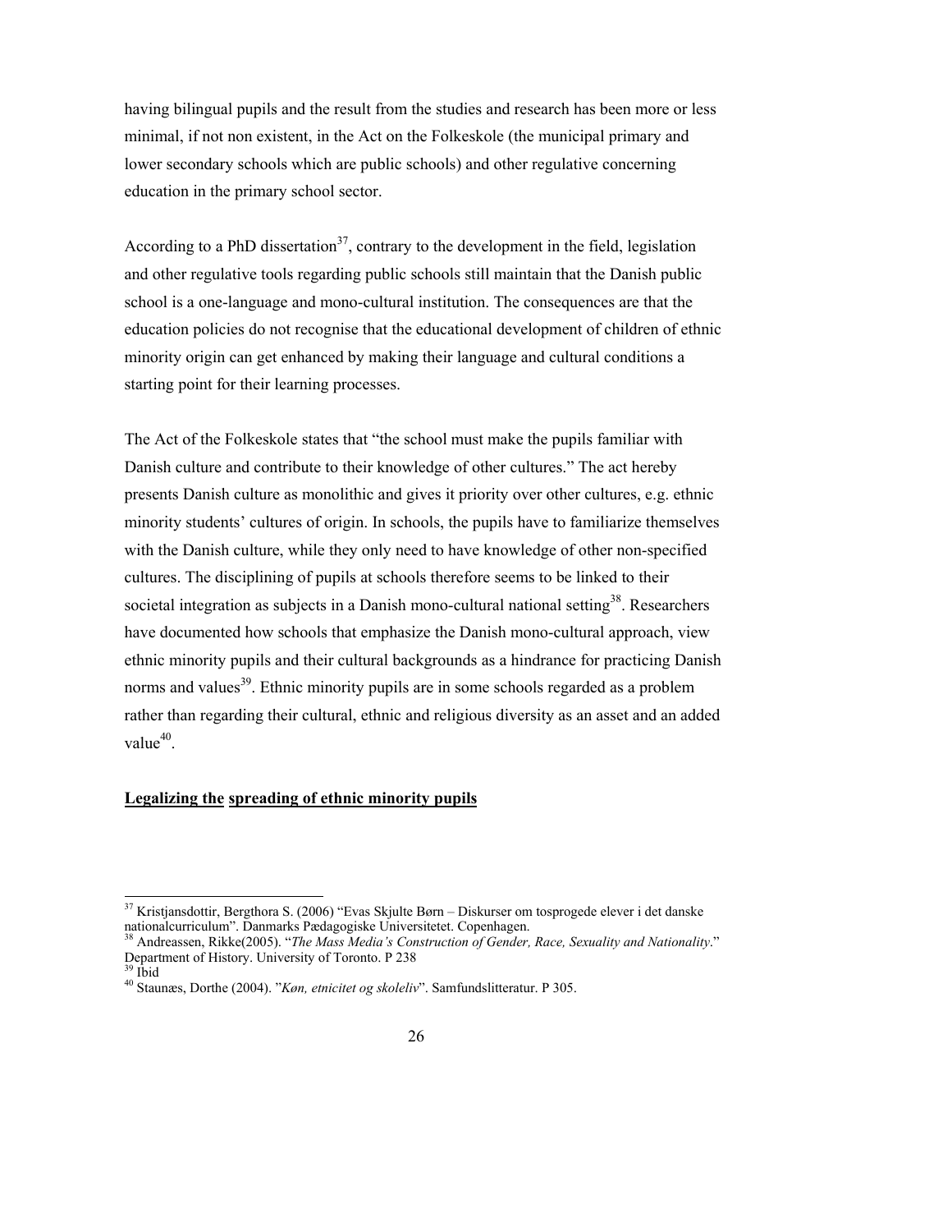having bilingual pupils and the result from the studies and research has been more or less minimal, if not non existent, in the Act on the Folkeskole (the municipal primary and lower secondary schools which are public schools) and other regulative concerning education in the primary school sector.

According to a PhD dissertation[37], contrary to the development in the field, legislation and other regulative tools regarding public schools still maintain that the Danish public school is a one-language and mono-cultural institution. The consequences are that the education policies do not recognise that the educational development of children of ethnic minority origin can get enhanced by making their language and cultural conditions a starting point for their learning processes.

The Act of the Folkeskole states that "the school must make the pupils familiar with Danish culture and contribute to their knowledge of other cultures." The act hereby presents Danish culture as monolithic and gives it priority over other cultures, e.g. ethnic minority students' cultures of origin. In schools, the pupils have to familiarize themselves with the Danish culture, while they only need to have knowledge of other non-specified cultures. The disciplining of pupils at schools therefore seems to be linked to their societal integration as subjects in a Danish mono-cultural national setting[38]. Researchers have documented how schools that emphasize the Danish mono-cultural approach, view ethnic minority pupils and their cultural backgrounds as a hindrance for practicing Danish norms and values[39]. Ethnic minority pupils are in some schools regarded as a problem rather than regarding their cultural, ethnic and religious diversity as an asset and an added value[40].

**Legalizing the spreading of ethnic minority pupils**

---

[37] Kristjansdottir, Bergthora S. (2006) "Evas Skjulte Børn – Diskurser om tosprogede elever i det danske nationalcurriculum". Danmarks Pædagogiske Universitetet. Copenhagen.

[38] Andreassen, Rikke(2005). "*The Mass Media's Construction of Gender, Race, Sexuality and Nationality*." Department of History. University of Toronto. P 238

[39] Ibid

[40] Staunæs, Dorthe (2004). "*Køn, etnicitet og skoleliv*". Samfundslitteratur. P 305.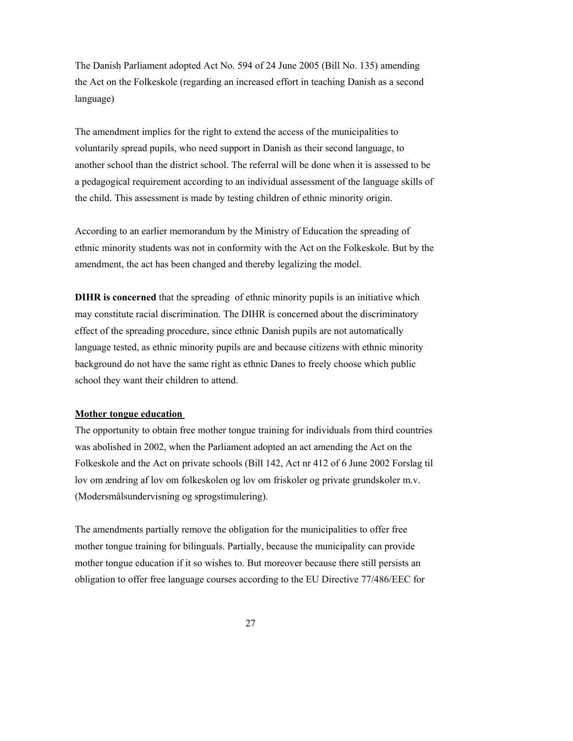The Danish Parliament adopted Act No. 594 of 24 June 2005 (Bill No. 135) amending the Act on the Folkeskole (regarding an increased effort in teaching Danish as a second language)

The amendment implies for the right to extend the access of the municipalities to voluntarily spread pupils, who need support in Danish as their second language, to another school than the district school. The referral will be done when it is assessed to be a pedagogical requirement according to an individual assessment of the language skills of the child. This assessment is made by testing children of ethnic minority origin.

According to an earlier memorandum by the Ministry of Education the spreading of ethnic minority students was not in conformity with the Act on the Folkeskole. But by the amendment, the act has been changed and thereby legalizing the model.

**DIHR is concerned** that the spreading of ethnic minority pupils is an initiative which may constitute racial discrimination. The DIHR is concerned about the discriminatory effect of the spreading procedure, since ethnic Danish pupils are not automatically language tested, as ethnic minority pupils are and because citizens with ethnic minority background do not have the same right as ethnic Danes to freely choose which public school they want their children to attend.

**Mother tongue education**

The opportunity to obtain free mother tongue training for individuals from third countries was abolished in 2002, when the Parliament adopted an act amending the Act on the Folkeskole and the Act on private schools (Bill 142, Act nr 412 of 6 June 2002 Forslag til lov om ændring af lov om folkeskolen og lov om friskoler og private grundskoler m.v. (Modersmålsundervisning og sprogstimulering).

The amendments partially remove the obligation for the municipalities to offer free mother tongue training for bilinguals. Partially, because the municipality can provide mother tongue education if it so wishes to. But moreover because there still persists an obligation to offer free language courses according to the EU Directive 77/486/EEC for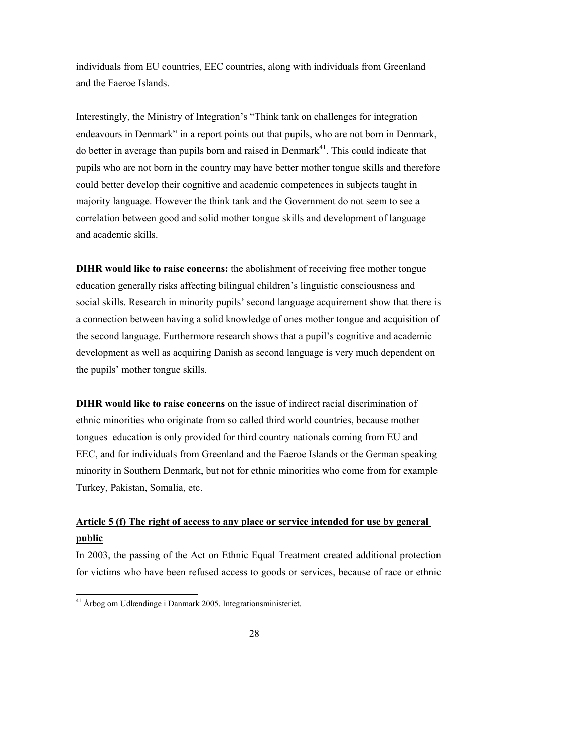individuals from EU countries, EEC countries, along with individuals from Greenland and the Faeroe Islands.

Interestingly, the Ministry of Integration's "Think tank on challenges for integration endeavours in Denmark" in a report points out that pupils, who are not born in Denmark, do better in average than pupils born and raised in Denmark[41]. This could indicate that pupils who are not born in the country may have better mother tongue skills and therefore could better develop their cognitive and academic competences in subjects taught in majority language. However the think tank and the Government do not seem to see a correlation between good and solid mother tongue skills and development of language and academic skills.

**DIHR would like to raise concerns:** the abolishment of receiving free mother tongue education generally risks affecting bilingual children's linguistic consciousness and social skills. Research in minority pupils' second language acquirement show that there is a connection between having a solid knowledge of ones mother tongue and acquisition of the second language. Furthermore research shows that a pupil's cognitive and academic development as well as acquiring Danish as second language is very much dependent on the pupils' mother tongue skills.

**DIHR would like to raise concerns** on the issue of indirect racial discrimination of ethnic minorities who originate from so called third world countries, because mother tongues education is only provided for third country nationals coming from EU and EEC, and for individuals from Greenland and the Faeroe Islands or the German speaking minority in Southern Denmark, but not for ethnic minorities who come from for example Turkey, Pakistan, Somalia, etc.

## Article 5 (f) The right of access to any place or service intended for use by general public

In 2003, the passing of the Act on Ethnic Equal Treatment created additional protection for victims who have been refused access to goods or services, because of race or ethnic

[41] Årbog om Udlændinge i Danmark 2005. Integrationsministeriet.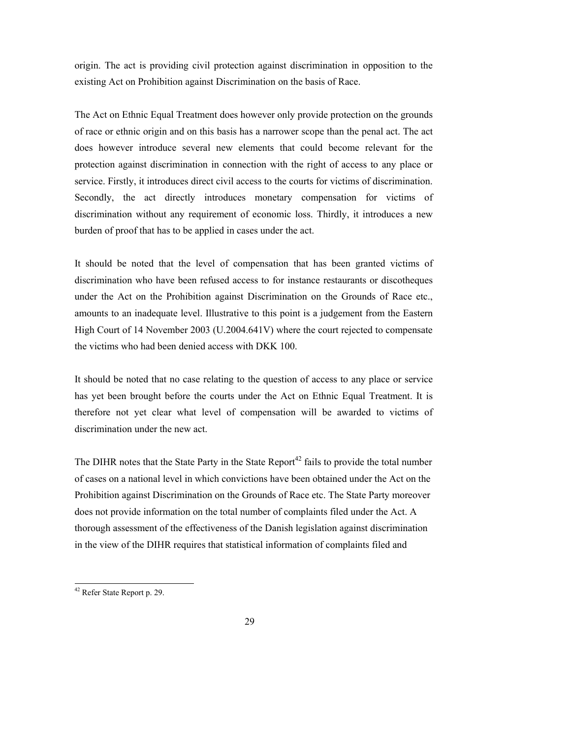origin. The act is providing civil protection against discrimination in opposition to the existing Act on Prohibition against Discrimination on the basis of Race.

The Act on Ethnic Equal Treatment does however only provide protection on the grounds of race or ethnic origin and on this basis has a narrower scope than the penal act. The act does however introduce several new elements that could become relevant for the protection against discrimination in connection with the right of access to any place or service. Firstly, it introduces direct civil access to the courts for victims of discrimination. Secondly, the act directly introduces monetary compensation for victims of discrimination without any requirement of economic loss. Thirdly, it introduces a new burden of proof that has to be applied in cases under the act.

It should be noted that the level of compensation that has been granted victims of discrimination who have been refused access to for instance restaurants or discotheques under the Act on the Prohibition against Discrimination on the Grounds of Race etc., amounts to an inadequate level. Illustrative to this point is a judgement from the Eastern High Court of 14 November 2003 (U.2004.641V) where the court rejected to compensate the victims who had been denied access with DKK 100.

It should be noted that no case relating to the question of access to any place or service has yet been brought before the courts under the Act on Ethnic Equal Treatment. It is therefore not yet clear what level of compensation will be awarded to victims of discrimination under the new act.

The DIHR notes that the State Party in the State Report[42] fails to provide the total number of cases on a national level in which convictions have been obtained under the Act on the Prohibition against Discrimination on the Grounds of Race etc. The State Party moreover does not provide information on the total number of complaints filed under the Act. A thorough assessment of the effectiveness of the Danish legislation against discrimination in the view of the DIHR requires that statistical information of complaints filed and

[42] Refer State Report p. 29.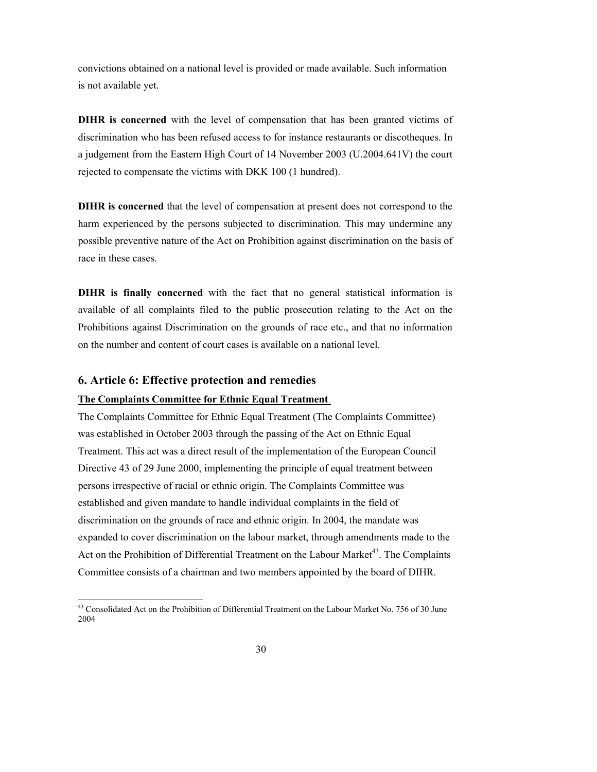convictions obtained on a national level is provided or made available. Such information is not available yet.

**DIHR is concerned** with the level of compensation that has been granted victims of discrimination who has been refused access to for instance restaurants or discotheques. In a judgement from the Eastern High Court of 14 November 2003 (U.2004.641V) the court rejected to compensate the victims with DKK 100 (1 hundred).

**DIHR is concerned** that the level of compensation at present does not correspond to the harm experienced by the persons subjected to discrimination. This may undermine any possible preventive nature of the Act on Prohibition against discrimination on the basis of race in these cases.

**DIHR is finally concerned** with the fact that no general statistical information is available of all complaints filed to the public prosecution relating to the Act on the Prohibitions against Discrimination on the grounds of race etc., and that no information on the number and content of court cases is available on a national level.

## 6. Article 6: Effective protection and remedies

**The Complaints Committee for Ethnic Equal Treatment**

The Complaints Committee for Ethnic Equal Treatment (The Complaints Committee) was established in October 2003 through the passing of the Act on Ethnic Equal Treatment. This act was a direct result of the implementation of the European Council Directive 43 of 29 June 2000, implementing the principle of equal treatment between persons irrespective of racial or ethnic origin. The Complaints Committee was established and given mandate to handle individual complaints in the field of discrimination on the grounds of race and ethnic origin. In 2004, the mandate was expanded to cover discrimination on the labour market, through amendments made to the Act on the Prohibition of Differential Treatment on the Labour Market[43]. The Complaints Committee consists of a chairman and two members appointed by the board of DIHR.

[43] Consolidated Act on the Prohibition of Differential Treatment on the Labour Market No. 756 of 30 June 2004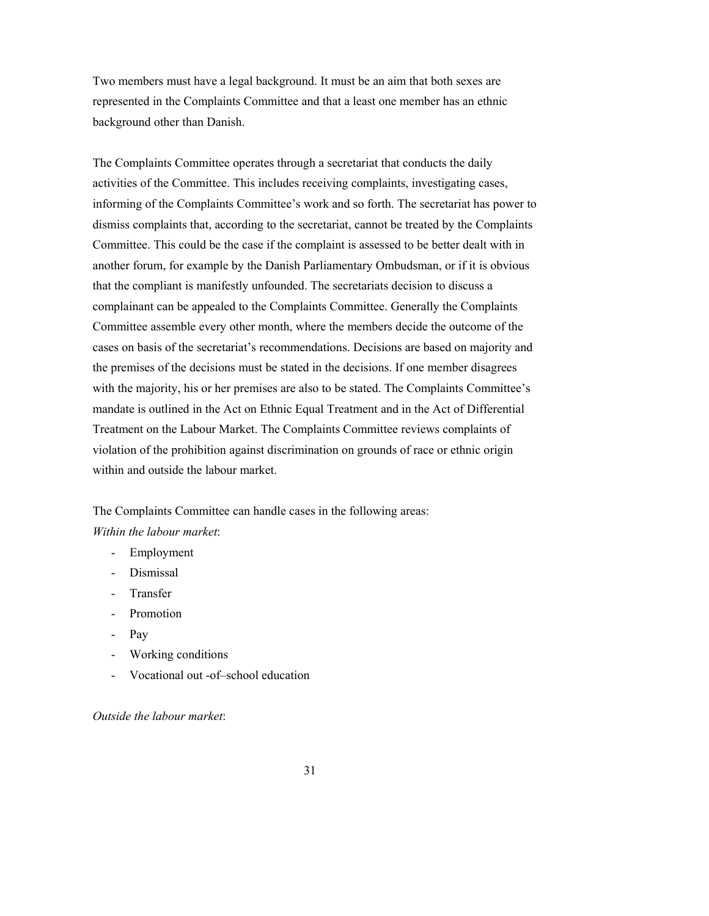Two members must have a legal background. It must be an aim that both sexes are represented in the Complaints Committee and that a least one member has an ethnic background other than Danish.

The Complaints Committee operates through a secretariat that conducts the daily activities of the Committee. This includes receiving complaints, investigating cases, informing of the Complaints Committee's work and so forth. The secretariat has power to dismiss complaints that, according to the secretariat, cannot be treated by the Complaints Committee. This could be the case if the complaint is assessed to be better dealt with in another forum, for example by the Danish Parliamentary Ombudsman, or if it is obvious that the compliant is manifestly unfounded. The secretariats decision to discuss a complainant can be appealed to the Complaints Committee. Generally the Complaints Committee assemble every other month, where the members decide the outcome of the cases on basis of the secretariat's recommendations. Decisions are based on majority and the premises of the decisions must be stated in the decisions. If one member disagrees with the majority, his or her premises are also to be stated. The Complaints Committee's mandate is outlined in the Act on Ethnic Equal Treatment and in the Act of Differential Treatment on the Labour Market. The Complaints Committee reviews complaints of violation of the prohibition against discrimination on grounds of race or ethnic origin within and outside the labour market.

The Complaints Committee can handle cases in the following areas:

*Within the labour market*:

- Employment
- Dismissal
- Transfer
- Promotion
- Pay
- Working conditions
- Vocational out -of–school education

*Outside the labour market*: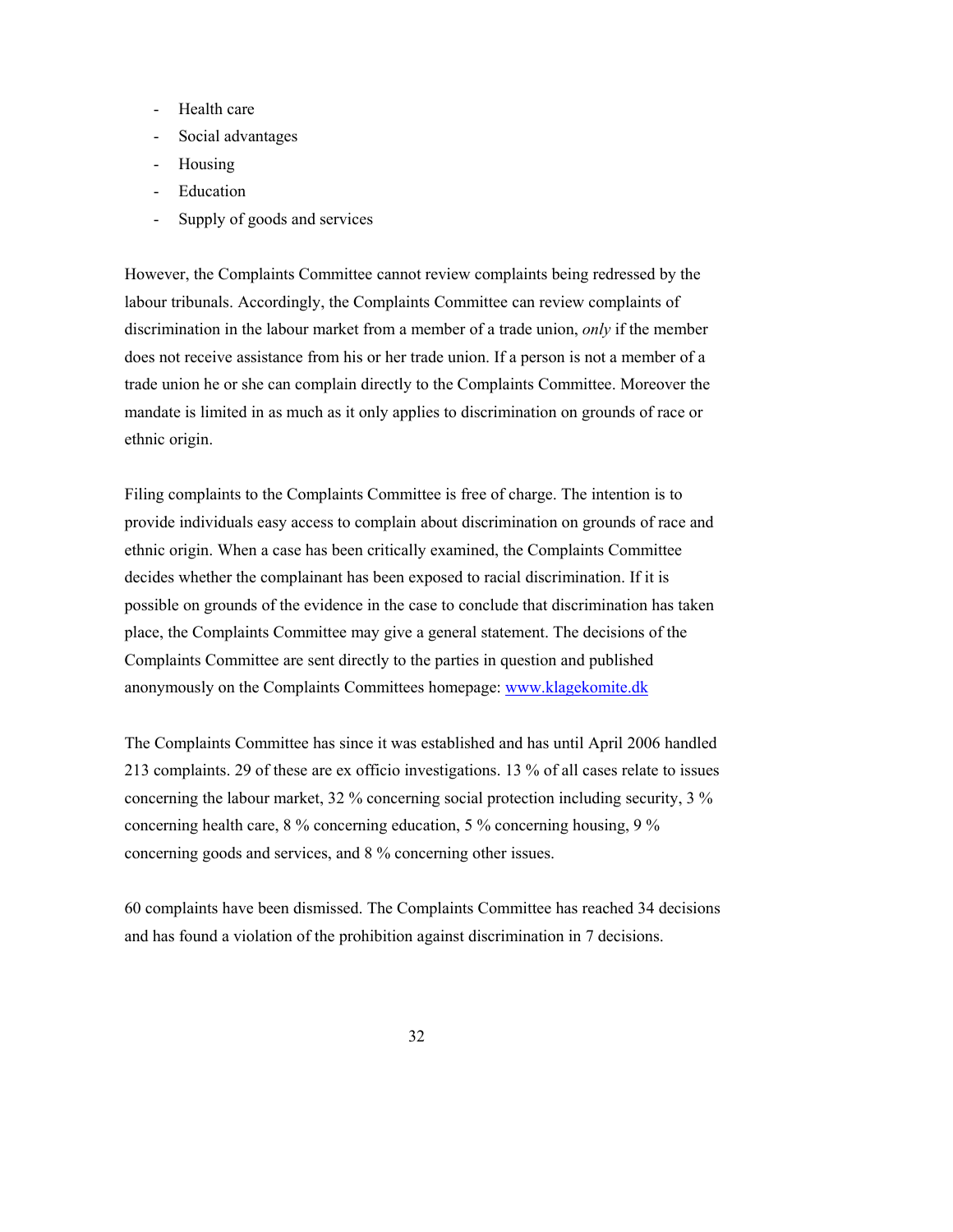- Health care
- Social advantages
- Housing
- Education
- Supply of goods and services

However, the Complaints Committee cannot review complaints being redressed by the labour tribunals. Accordingly, the Complaints Committee can review complaints of discrimination in the labour market from a member of a trade union, *only* if the member does not receive assistance from his or her trade union. If a person is not a member of a trade union he or she can complain directly to the Complaints Committee. Moreover the mandate is limited in as much as it only applies to discrimination on grounds of race or ethnic origin.

Filing complaints to the Complaints Committee is free of charge. The intention is to provide individuals easy access to complain about discrimination on grounds of race and ethnic origin. When a case has been critically examined, the Complaints Committee decides whether the complainant has been exposed to racial discrimination. If it is possible on grounds of the evidence in the case to conclude that discrimination has taken place, the Complaints Committee may give a general statement. The decisions of the Complaints Committee are sent directly to the parties in question and published anonymously on the Complaints Committees homepage: [www.klagekomite.dk](www.klagekomite.dk)

The Complaints Committee has since it was established and has until April 2006 handled 213 complaints. 29 of these are ex officio investigations. 13 % of all cases relate to issues concerning the labour market, 32 % concerning social protection including security, 3 % concerning health care, 8 % concerning education, 5 % concerning housing, 9 % concerning goods and services, and 8 % concerning other issues.

60 complaints have been dismissed. The Complaints Committee has reached 34 decisions and has found a violation of the prohibition against discrimination in 7 decisions.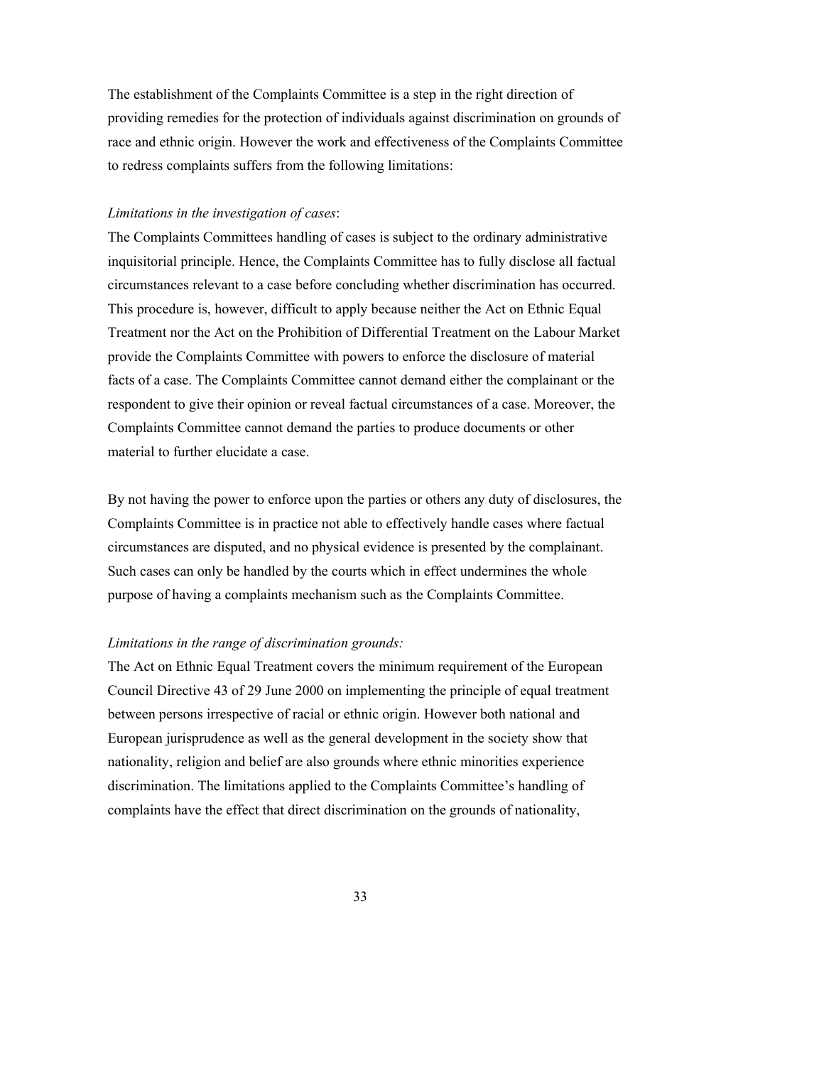The establishment of the Complaints Committee is a step in the right direction of providing remedies for the protection of individuals against discrimination on grounds of race and ethnic origin. However the work and effectiveness of the Complaints Committee to redress complaints suffers from the following limitations:

*Limitations in the investigation of cases*:

The Complaints Committees handling of cases is subject to the ordinary administrative inquisitorial principle. Hence, the Complaints Committee has to fully disclose all factual circumstances relevant to a case before concluding whether discrimination has occurred. This procedure is, however, difficult to apply because neither the Act on Ethnic Equal Treatment nor the Act on the Prohibition of Differential Treatment on the Labour Market provide the Complaints Committee with powers to enforce the disclosure of material facts of a case. The Complaints Committee cannot demand either the complainant or the respondent to give their opinion or reveal factual circumstances of a case. Moreover, the Complaints Committee cannot demand the parties to produce documents or other material to further elucidate a case.

By not having the power to enforce upon the parties or others any duty of disclosures, the Complaints Committee is in practice not able to effectively handle cases where factual circumstances are disputed, and no physical evidence is presented by the complainant. Such cases can only be handled by the courts which in effect undermines the whole purpose of having a complaints mechanism such as the Complaints Committee.

*Limitations in the range of discrimination grounds:*

The Act on Ethnic Equal Treatment covers the minimum requirement of the European Council Directive 43 of 29 June 2000 on implementing the principle of equal treatment between persons irrespective of racial or ethnic origin. However both national and European jurisprudence as well as the general development in the society show that nationality, religion and belief are also grounds where ethnic minorities experience discrimination. The limitations applied to the Complaints Committee's handling of complaints have the effect that direct discrimination on the grounds of nationality,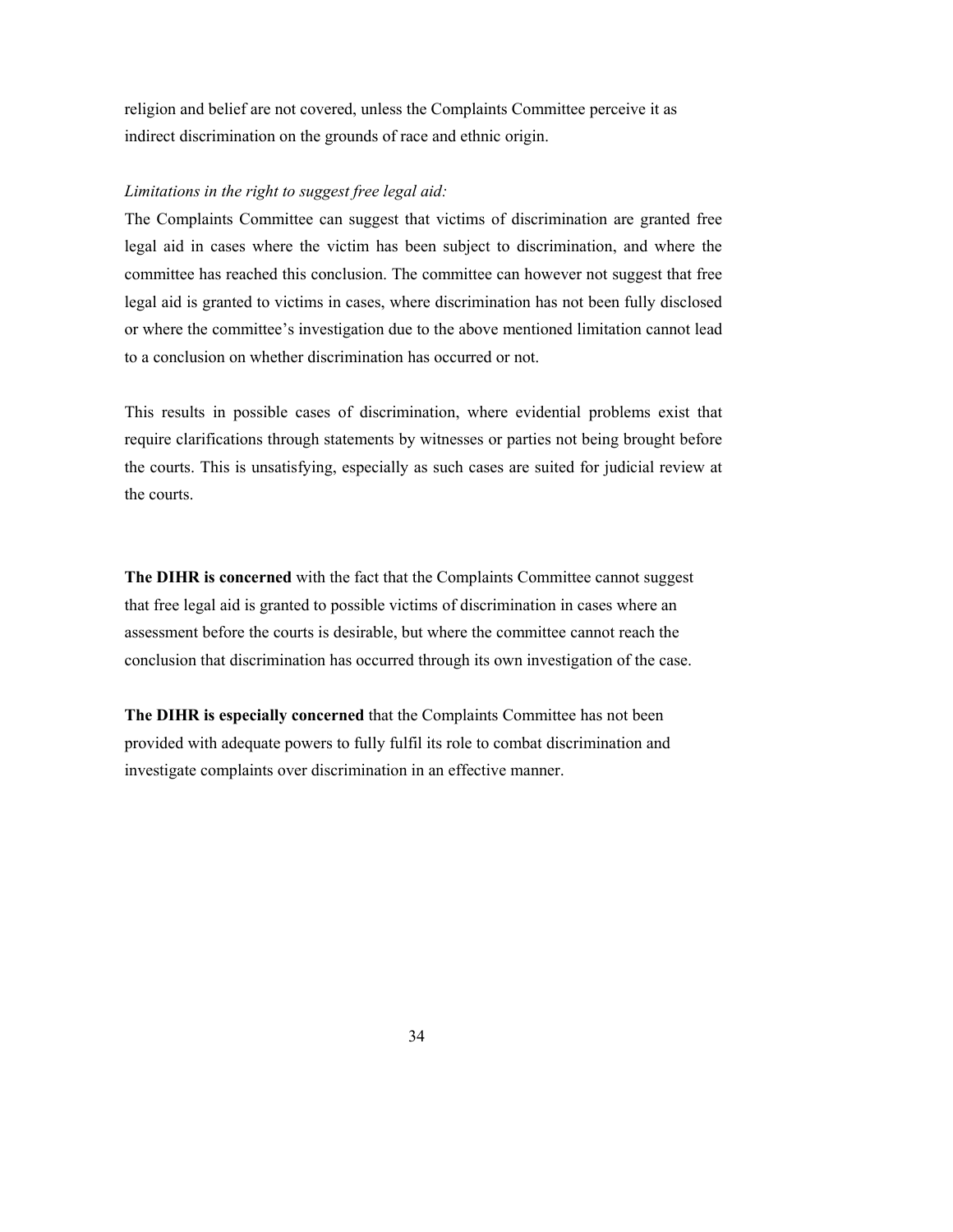religion and belief are not covered, unless the Complaints Committee perceive it as indirect discrimination on the grounds of race and ethnic origin.

*Limitations in the right to suggest free legal aid:*

The Complaints Committee can suggest that victims of discrimination are granted free legal aid in cases where the victim has been subject to discrimination, and where the committee has reached this conclusion. The committee can however not suggest that free legal aid is granted to victims in cases, where discrimination has not been fully disclosed or where the committee's investigation due to the above mentioned limitation cannot lead to a conclusion on whether discrimination has occurred or not.

This results in possible cases of discrimination, where evidential problems exist that require clarifications through statements by witnesses or parties not being brought before the courts. This is unsatisfying, especially as such cases are suited for judicial review at the courts.

**The DIHR is concerned** with the fact that the Complaints Committee cannot suggest that free legal aid is granted to possible victims of discrimination in cases where an assessment before the courts is desirable, but where the committee cannot reach the conclusion that discrimination has occurred through its own investigation of the case.

**The DIHR is especially concerned** that the Complaints Committee has not been provided with adequate powers to fully fulfil its role to combat discrimination and investigate complaints over discrimination in an effective manner.